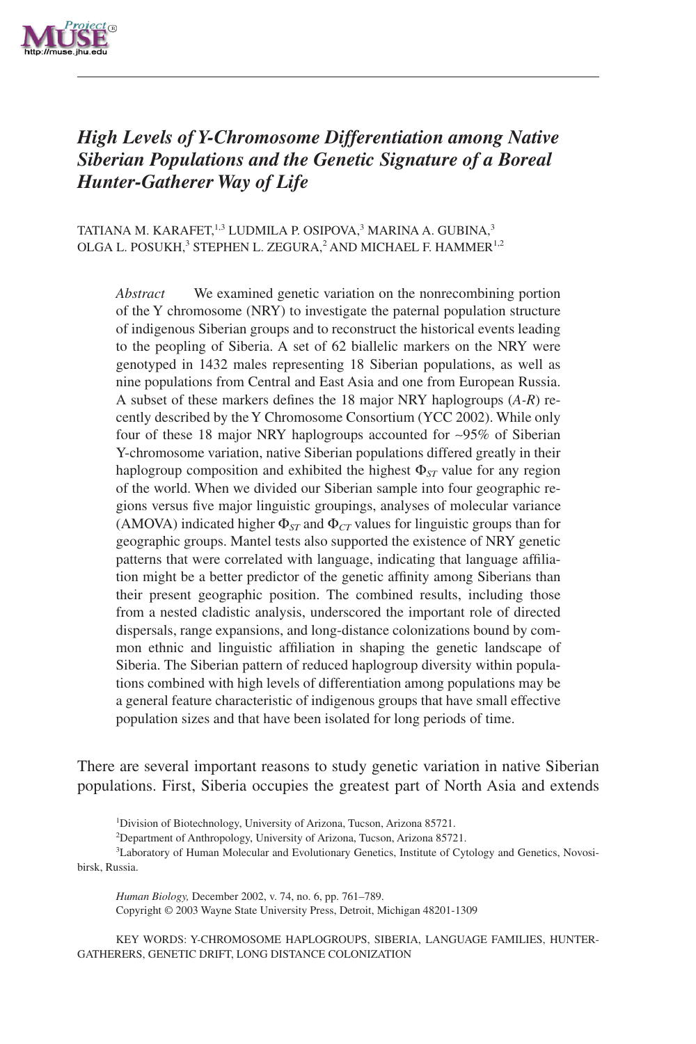# High Levels of Y-Chromosome Differentiation among Native Siberian Populations and the Genetic Signature of a Boreal Hunter-Gatherer Way of Life

TATIANA M. KARAFET,[1,3] LUDMILA P. OSIPOVA,[3] MARINA A. GUBINA,[3] OLGA L. POSUKH,[3] STEPHEN L. ZEGURA,[2] AND MICHAEL F. HAMMER[1,2]

*Abstract* We examined genetic variation on the nonrecombining portion of the Y chromosome (NRY) to investigate the paternal population structure of indigenous Siberian groups and to reconstruct the historical events leading to the peopling of Siberia. A set of 62 biallelic markers on the NRY were genotyped in 1432 males representing 18 Siberian populations, as well as nine populations from Central and East Asia and one from European Russia. A subset of these markers defines the 18 major NRY haplogroups (*A-R*) recently described by the Y Chromosome Consortium (YCC 2002). While only four of these 18 major NRY haplogroups accounted for ~95% of Siberian Y-chromosome variation, native Siberian populations differed greatly in their haplogroup composition and exhibited the highest $\Phi_{ST}$ value for any region of the world. When we divided our Siberian sample into four geographic regions versus five major linguistic groupings, analyses of molecular variance (AMOVA) indicated higher $\Phi_{ST}$ and $\Phi_{CT}$ values for linguistic groups than for geographic groups. Mantel tests also supported the existence of NRY genetic patterns that were correlated with language, indicating that language affiliation might be a better predictor of the genetic affinity among Siberians than their present geographic position. The combined results, including those from a nested cladistic analysis, underscored the important role of directed dispersals, range expansions, and long-distance colonizations bound by common ethnic and linguistic affiliation in shaping the genetic landscape of Siberia. The Siberian pattern of reduced haplogroup diversity within populations combined with high levels of differentiation among populations may be a general feature characteristic of indigenous groups that have small effective population sizes and that have been isolated for long periods of time.

There are several important reasons to study genetic variation in native Siberian populations. First, Siberia occupies the greatest part of North Asia and extends

[1]Division of Biotechnology, University of Arizona, Tucson, Arizona 85721.

[2]Department of Anthropology, University of Arizona, Tucson, Arizona 85721.

[3]Laboratory of Human Molecular and Evolutionary Genetics, Institute of Cytology and Genetics, Novosibirsk, Russia.

*Human Biology,* December 2002, v. 74, no. 6, pp. 761–789.
Copyright © 2003 Wayne State University Press, Detroit, Michigan 48201-1309

KEY WORDS: Y-CHROMOSOME HAPLOGROUPS, SIBERIA, LANGUAGE FAMILIES, HUNTER-GATHERERS, GENETIC DRIFT, LONG DISTANCE COLONIZATION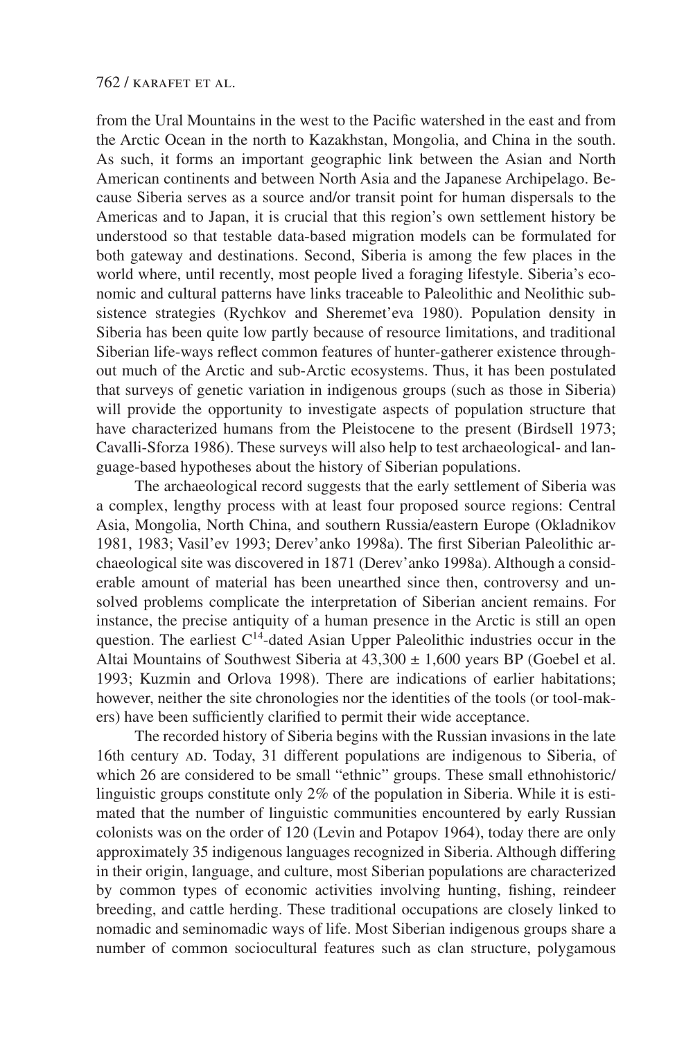from the Ural Mountains in the west to the Pacific watershed in the east and from the Arctic Ocean in the north to Kazakhstan, Mongolia, and China in the south. As such, it forms an important geographic link between the Asian and North American continents and between North Asia and the Japanese Archipelago. Because Siberia serves as a source and/or transit point for human dispersals to the Americas and to Japan, it is crucial that this region's own settlement history be understood so that testable data-based migration models can be formulated for both gateway and destinations. Second, Siberia is among the few places in the world where, until recently, most people lived a foraging lifestyle. Siberia's economic and cultural patterns have links traceable to Paleolithic and Neolithic subsistence strategies (Rychkov and Sheremet'eva 1980). Population density in Siberia has been quite low partly because of resource limitations, and traditional Siberian life-ways reflect common features of hunter-gatherer existence throughout much of the Arctic and sub-Arctic ecosystems. Thus, it has been postulated that surveys of genetic variation in indigenous groups (such as those in Siberia) will provide the opportunity to investigate aspects of population structure that have characterized humans from the Pleistocene to the present (Birdsell 1973; Cavalli-Sforza 1986). These surveys will also help to test archaeological- and language-based hypotheses about the history of Siberian populations.

The archaeological record suggests that the early settlement of Siberia was a complex, lengthy process with at least four proposed source regions: Central Asia, Mongolia, North China, and southern Russia/eastern Europe (Okladnikov 1981, 1983; Vasil'ev 1993; Derev'anko 1998a). The first Siberian Paleolithic archaeological site was discovered in 1871 (Derev'anko 1998a). Although a considerable amount of material has been unearthed since then, controversy and unsolved problems complicate the interpretation of Siberian ancient remains. For instance, the precise antiquity of a human presence in the Arctic is still an open question. The earliest $C^{14}$-dated Asian Upper Paleolithic industries occur in the Altai Mountains of Southwest Siberia at $43{,}300 \pm 1{,}600$ years BP (Goebel et al. 1993; Kuzmin and Orlova 1998). There are indications of earlier habitations; however, neither the site chronologies nor the identities of the tools (or tool-makers) have been sufficiently clarified to permit their wide acceptance.

The recorded history of Siberia begins with the Russian invasions in the late 16th century AD. Today, 31 different populations are indigenous to Siberia, of which 26 are considered to be small "ethnic" groups. These small ethnohistoric/linguistic groups constitute only 2% of the population in Siberia. While it is estimated that the number of linguistic communities encountered by early Russian colonists was on the order of 120 (Levin and Potapov 1964), today there are only approximately 35 indigenous languages recognized in Siberia. Although differing in their origin, language, and culture, most Siberian populations are characterized by common types of economic activities involving hunting, fishing, reindeer breeding, and cattle herding. These traditional occupations are closely linked to nomadic and seminomadic ways of life. Most Siberian indigenous groups share a number of common sociocultural features such as clan structure, polygamous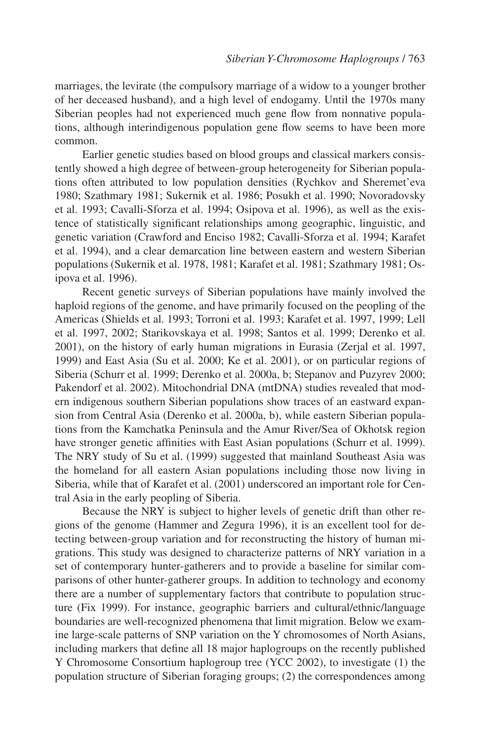marriages, the levirate (the compulsory marriage of a widow to a younger brother of her deceased husband), and a high level of endogamy. Until the 1970s many Siberian peoples had not experienced much gene flow from nonnative populations, although interindigenous population gene flow seems to have been more common.

Earlier genetic studies based on blood groups and classical markers consistently showed a high degree of between-group heterogeneity for Siberian populations often attributed to low population densities (Rychkov and Sheremet'eva 1980; Szathmary 1981; Sukernik et al. 1986; Posukh et al. 1990; Novoradovsky et al. 1993; Cavalli-Sforza et al. 1994; Osipova et al. 1996), as well as the existence of statistically significant relationships among geographic, linguistic, and genetic variation (Crawford and Enciso 1982; Cavalli-Sforza et al. 1994; Karafet et al. 1994), and a clear demarcation line between eastern and western Siberian populations (Sukernik et al. 1978, 1981; Karafet et al. 1981; Szathmary 1981; Osipova et al. 1996).

Recent genetic surveys of Siberian populations have mainly involved the haploid regions of the genome, and have primarily focused on the peopling of the Americas (Shields et al. 1993; Torroni et al. 1993; Karafet et al. 1997, 1999; Lell et al. 1997, 2002; Starikovskaya et al. 1998; Santos et al. 1999; Derenko et al. 2001), on the history of early human migrations in Eurasia (Zerjal et al. 1997, 1999) and East Asia (Su et al. 2000; Ke et al. 2001), or on particular regions of Siberia (Schurr et al. 1999; Derenko et al. 2000a, b; Stepanov and Puzyrev 2000; Pakendorf et al. 2002). Mitochondrial DNA (mtDNA) studies revealed that modern indigenous southern Siberian populations show traces of an eastward expansion from Central Asia (Derenko et al. 2000a, b), while eastern Siberian populations from the Kamchatka Peninsula and the Amur River/Sea of Okhotsk region have stronger genetic affinities with East Asian populations (Schurr et al. 1999). The NRY study of Su et al. (1999) suggested that mainland Southeast Asia was the homeland for all eastern Asian populations including those now living in Siberia, while that of Karafet et al. (2001) underscored an important role for Central Asia in the early peopling of Siberia.

Because the NRY is subject to higher levels of genetic drift than other regions of the genome (Hammer and Zegura 1996), it is an excellent tool for detecting between-group variation and for reconstructing the history of human migrations. This study was designed to characterize patterns of NRY variation in a set of contemporary hunter-gatherers and to provide a baseline for similar comparisons of other hunter-gatherer groups. In addition to technology and economy there are a number of supplementary factors that contribute to population structure (Fix 1999). For instance, geographic barriers and cultural/ethnic/language boundaries are well-recognized phenomena that limit migration. Below we examine large-scale patterns of SNP variation on the Y chromosomes of North Asians, including markers that define all 18 major haplogroups on the recently published Y Chromosome Consortium haplogroup tree (YCC 2002), to investigate (1) the population structure of Siberian foraging groups; (2) the correspondences among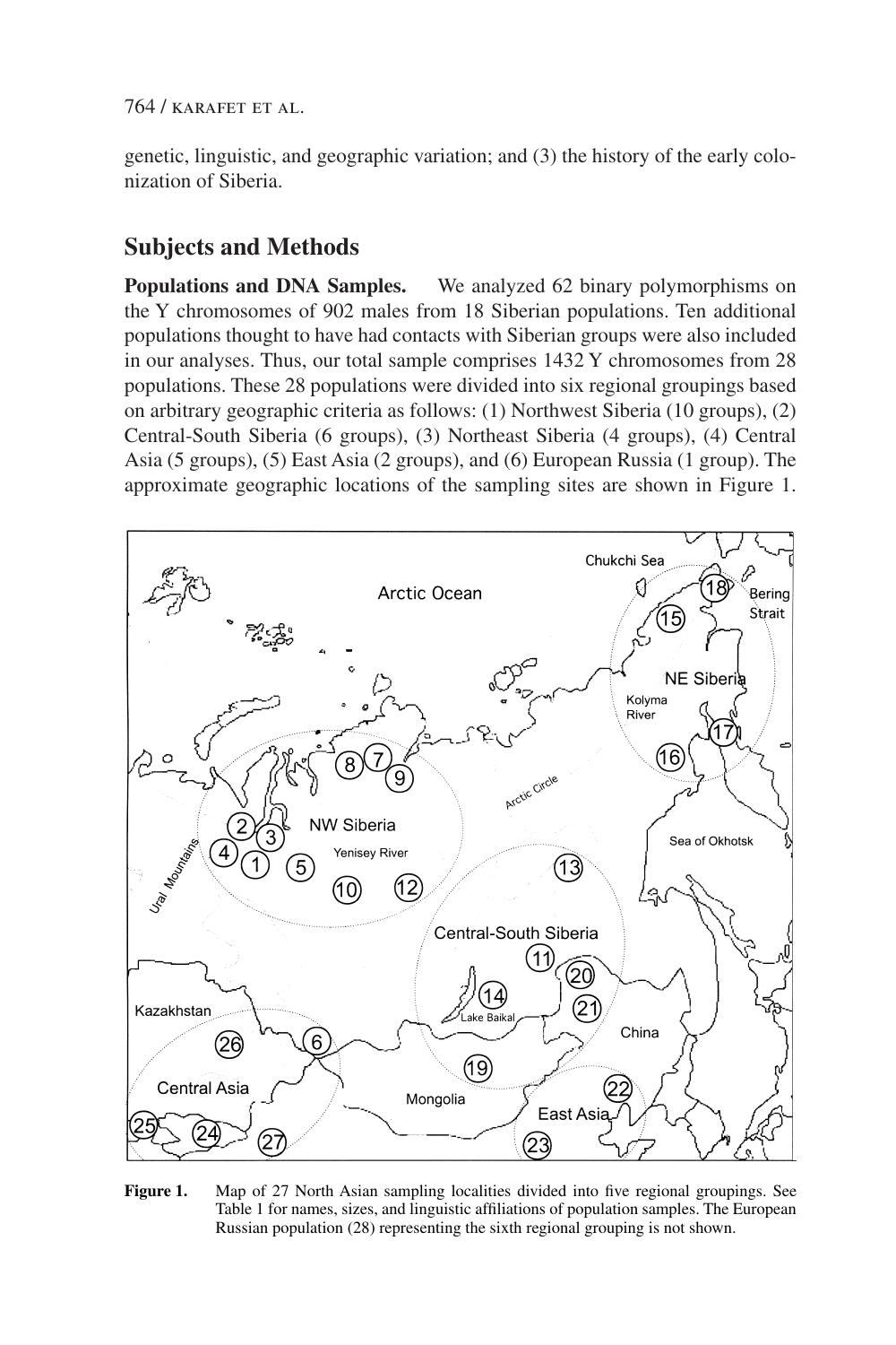genetic, linguistic, and geographic variation; and (3) the history of the early colonization of Siberia.

## Subjects and Methods

**Populations and DNA Samples.** We analyzed 62 binary polymorphisms on the Y chromosomes of 902 males from 18 Siberian populations. Ten additional populations thought to have had contacts with Siberian groups were also included in our analyses. Thus, our total sample comprises 1432 Y chromosomes from 28 populations. These 28 populations were divided into six regional groupings based on arbitrary geographic criteria as follows: (1) Northwest Siberia (10 groups), (2) Central-South Siberia (6 groups), (3) Northeast Siberia (4 groups), (4) Central Asia (5 groups), (5) East Asia (2 groups), and (6) European Russia (1 group). The approximate geographic locations of the sampling sites are shown in Figure 1.

**Figure 1.** Map of 27 North Asian sampling localities divided into five regional groupings. See Table 1 for names, sizes, and linguistic affiliations of population samples. The European Russian population (28) representing the sixth regional grouping is not shown.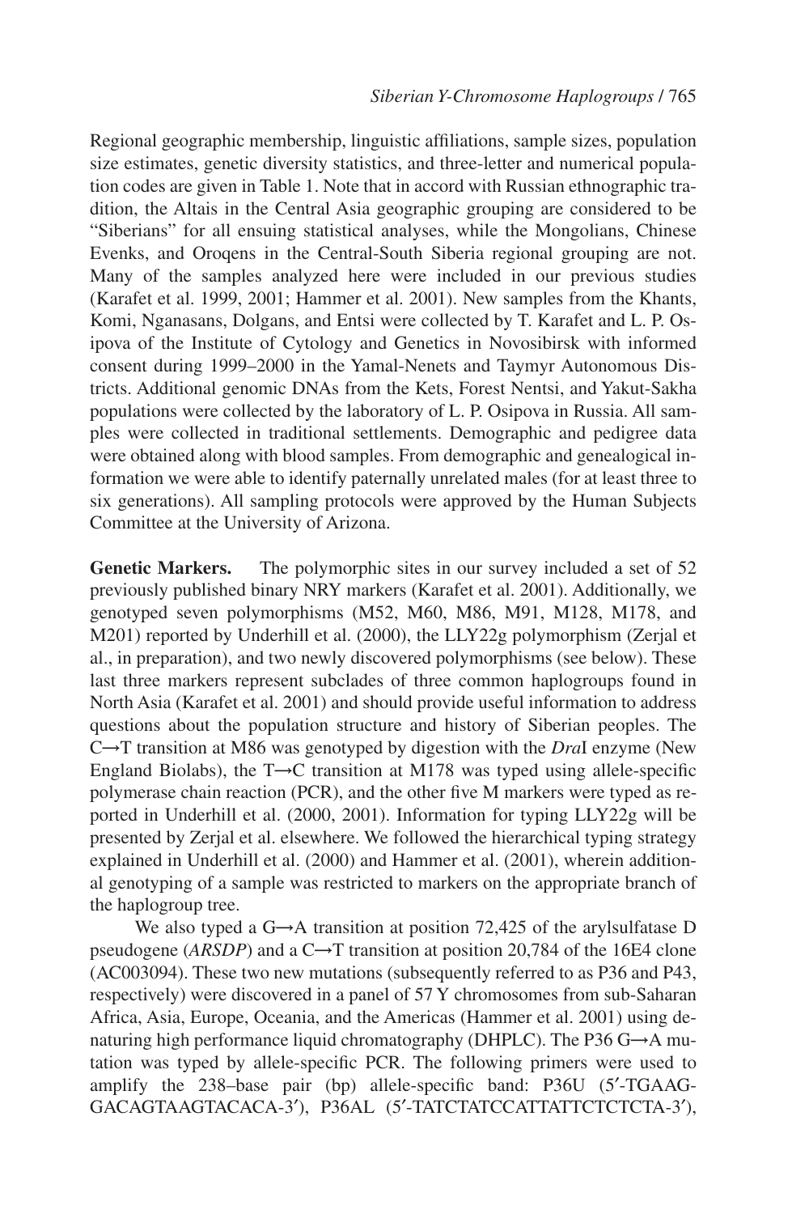Regional geographic membership, linguistic affiliations, sample sizes, population size estimates, genetic diversity statistics, and three-letter and numerical population codes are given in Table 1. Note that in accord with Russian ethnographic tradition, the Altais in the Central Asia geographic grouping are considered to be "Siberians" for all ensuing statistical analyses, while the Mongolians, Chinese Evenks, and Oroqens in the Central-South Siberia regional grouping are not. Many of the samples analyzed here were included in our previous studies (Karafet et al. 1999, 2001; Hammer et al. 2001). New samples from the Khants, Komi, Nganasans, Dolgans, and Entsi were collected by T. Karafet and L. P. Osipova of the Institute of Cytology and Genetics in Novosibirsk with informed consent during 1999–2000 in the Yamal-Nenets and Taymyr Autonomous Districts. Additional genomic DNAs from the Kets, Forest Nentsi, and Yakut-Sakha populations were collected by the laboratory of L. P. Osipova in Russia. All samples were collected in traditional settlements. Demographic and pedigree data were obtained along with blood samples. From demographic and genealogical information we were able to identify paternally unrelated males (for at least three to six generations). All sampling protocols were approved by the Human Subjects Committee at the University of Arizona.

**Genetic Markers.** The polymorphic sites in our survey included a set of 52 previously published binary NRY markers (Karafet et al. 2001). Additionally, we genotyped seven polymorphisms (M52, M60, M86, M91, M128, M178, and M201) reported by Underhill et al. (2000), the LLY22g polymorphism (Zerjal et al., in preparation), and two newly discovered polymorphisms (see below). These last three markers represent subclades of three common haplogroups found in North Asia (Karafet et al. 2001) and should provide useful information to address questions about the population structure and history of Siberian peoples. The C→T transition at M86 was genotyped by digestion with the *Dra*I enzyme (New England Biolabs), the T→C transition at M178 was typed using allele-specific polymerase chain reaction (PCR), and the other five M markers were typed as reported in Underhill et al. (2000, 2001). Information for typing LLY22g will be presented by Zerjal et al. elsewhere. We followed the hierarchical typing strategy explained in Underhill et al. (2000) and Hammer et al. (2001), wherein additional genotyping of a sample was restricted to markers on the appropriate branch of the haplogroup tree.

We also typed a G→A transition at position 72,425 of the arylsulfatase D pseudogene (*ARSDP*) and a C→T transition at position 20,784 of the 16E4 clone (AC003094). These two new mutations (subsequently referred to as P36 and P43, respectively) were discovered in a panel of 57 Y chromosomes from sub-Saharan Africa, Asia, Europe, Oceania, and the Americas (Hammer et al. 2001) using denaturing high performance liquid chromatography (DHPLC). The P36 G→A mutation was typed by allele-specific PCR. The following primers were used to amplify the 238–base pair (bp) allele-specific band: P36U (5′-TGAAGGACAGTAAGTACACA-3′), P36AL (5′-TATCTATCCATTATTCTCTCTA-3′),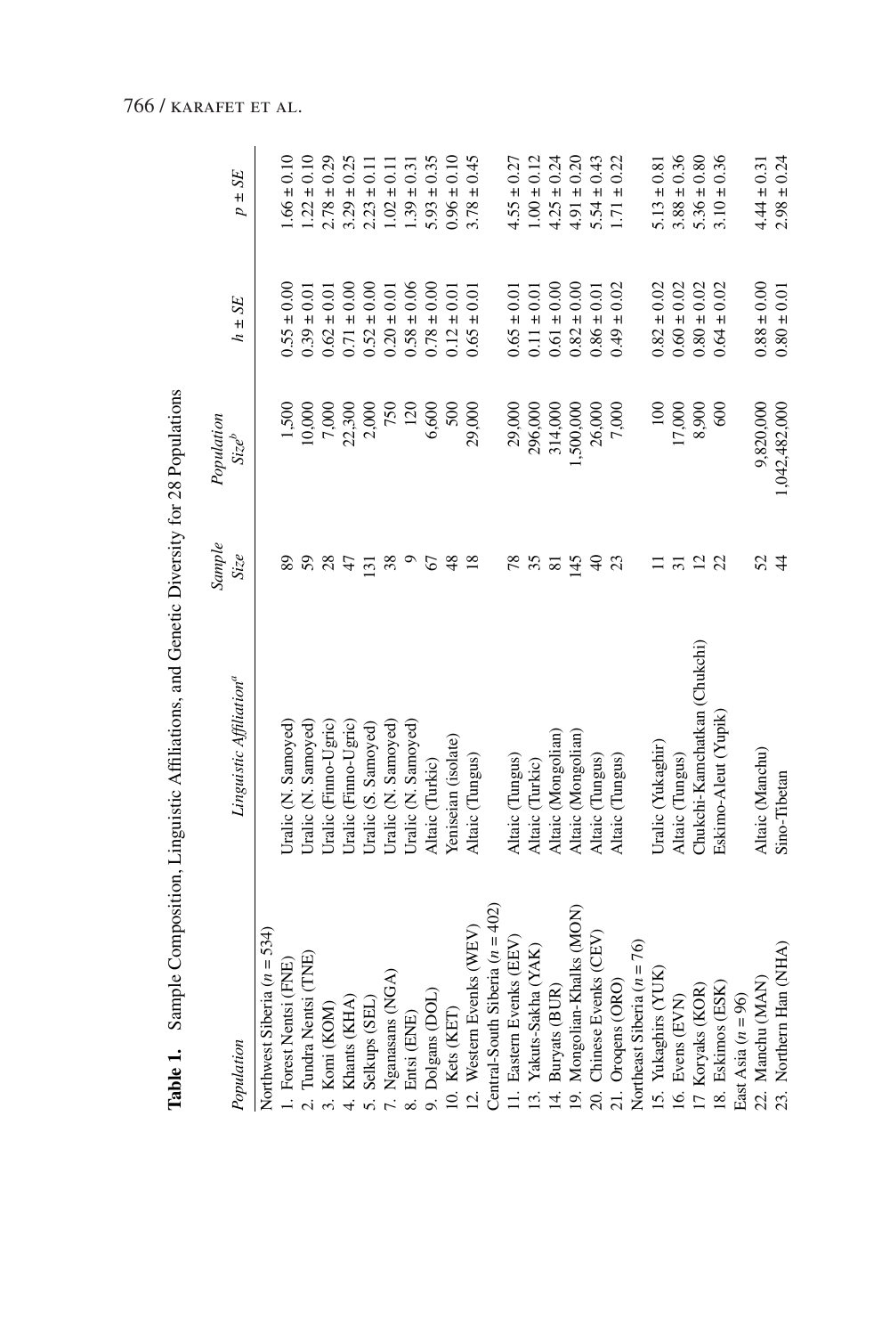**Table 1.** Sample Composition, Linguistic Affiliations, and Genetic Diversity for 28 Populations

| Population | Linguistic Affiliation[a] | Sample Size | Population Size[b] | $h \pm SE$ | $p \pm SE$ |
|---|---|---|---|---|---|
| Northwest Siberia ($n$ = 534) | | | | | |
| 1. Forest Nentsi (FNE) | Uralic (N. Samoyed) | 89 | 1,500 | 0.55 ± 0.00 | 1.66 ± 0.10 |
| 2. Tundra Nentsi (TNE) | Uralic (N. Samoyed) | 59 | 10,000 | 0.39 ± 0.01 | 1.22 ± 0.10 |
| 3. Komi (KOM) | Uralic (Finno-Ugric) | 28 | 7,000 | 0.62 ± 0.01 | 2.78 ± 0.29 |
| 4. Khants (KHA) | Uralic (Finno-Ugric) | 47 | 22,300 | 0.71 ± 0.00 | 3.29 ± 0.25 |
| 5. Selkups (SEL) | Uralic (S. Samoyed) | 131 | 2,000 | 0.52 ± 0.00 | 2.23 ± 0.11 |
| 7. Nganasans (NGA) | Uralic (N. Samoyed) | 38 | 750 | 0.20 ± 0.01 | 1.02 ± 0.11 |
| 8. Entsi (ENE) | Uralic (N. Samoyed) | 9 | 120 | 0.58 ± 0.06 | 1.39 ± 0.31 |
| 9. Dolgans (DOL) | Altaic (Turkic) | 67 | 6,600 | 0.78 ± 0.00 | 5.93 ± 0.35 |
| 10. Kets (KET) | Yeniseian (isolate) | 48 | 500 | 0.12 ± 0.01 | 0.96 ± 0.10 |
| 12. Western Evenks (WEV) | Altaic (Tungus) | 18 | 29,000 | 0.65 ± 0.01 | 3.78 ± 0.45 |
| Central-South Siberia ($n$ = 402) | | | | | |
| 11. Eastern Evenks (EEV) | Altaic (Tungus) | 78 | 29,000 | 0.65 ± 0.01 | 4.55 ± 0.27 |
| 13. Yakuts-Sakha (YAK) | Altaic (Turkic) | 35 | 296,000 | 0.11 ± 0.01 | 1.00 ± 0.12 |
| 14. Buryats (BUR) | Altaic (Mongolian) | 81 | 314,000 | 0.61 ± 0.00 | 4.25 ± 0.24 |
| 19. Mongolian-Khalks (MON) | Altaic (Mongolian) | 145 | 1,500,000 | 0.82 ± 0.00 | 4.91 ± 0.20 |
| 20. Chinese Evenks (CEV) | Altaic (Tungus) | 40 | 26,000 | 0.86 ± 0.01 | 5.54 ± 0.43 |
| 21. Oroqens (ORO) | Altaic (Tungus) | 23 | 7,000 | 0.49 ± 0.02 | 1.71 ± 0.22 |
| Northeast Siberia ($n$ = 76) | | | | | |
| 15. Yukaghirs (YUK) | Uralic (Yukaghir) | 11 | 100 | 0.82 ± 0.02 | 5.13 ± 0.81 |
| 16. Evens (EVN) | Altaic (Tungus) | 31 | 17,000 | 0.60 ± 0.02 | 3.88 ± 0.36 |
| 17 Koryaks (KOR) | Chukchi-Kamchatkan (Chukchi) | 12 | 8,900 | 0.80 ± 0.02 | 5.36 ± 0.80 |
| 18. Eskimos (ESK) | Eskimo-Aleut (Yupik) | 22 | 600 | 0.64 ± 0.02 | 3.10 ± 0.36 |
| East Asia ($n$ = 96) | | | | | |
| 22. Manchu (MAN) | Altaic (Manchu) | 52 | 9,820,000 | 0.88 ± 0.00 | 4.44 ± 0.31 |
| 23. Northern Han (NHA) | Sino-Tibetan | 44 | 1,042,482,000 | 0.80 ± 0.01 | 2.98 ± 0.24 |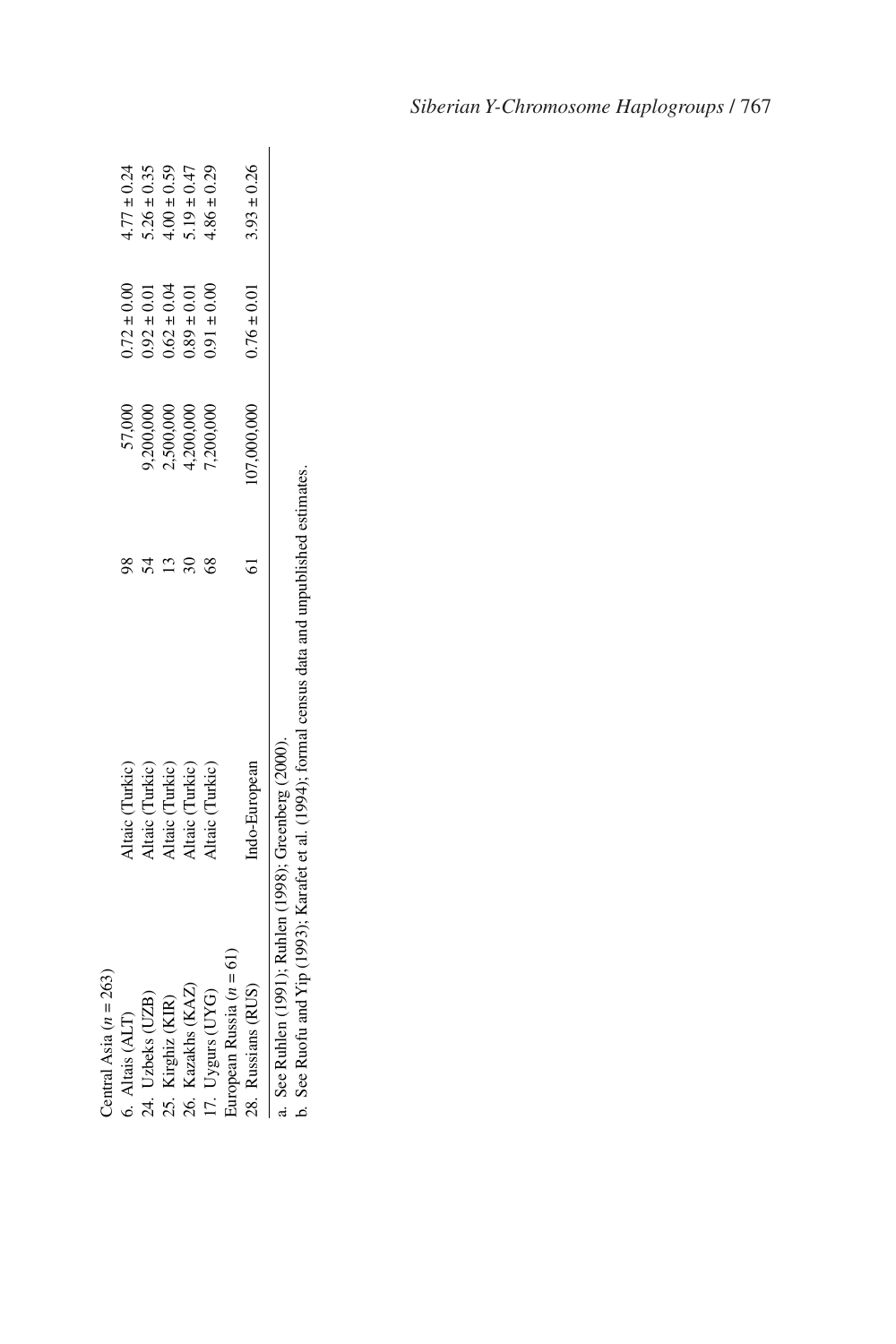| | | | | | |
|---|---|---|---|---|---|
| Central Asia ($n$ = 263) | | | | | |
| 6. Altais (ALT) | Altaic (Turkic) | 98 | 57,000 | 0.72 ± 0.00 | 4.77 ± 0.24 |
| 24. Uzbeks (UZB) | Altaic (Turkic) | 54 | 9,200,000 | 0.92 ± 0.01 | 5.26 ± 0.35 |
| 25. Kirghiz (KIR) | Altaic (Turkic) | 13 | 2,500,000 | 0.62 ± 0.04 | 4.00 ± 0.59 |
| 26. Kazakhs (KAZ) | Altaic (Turkic) | 30 | 4,200,000 | 0.89 ± 0.01 | 5.19 ± 0.47 |
| 17. Uygurs (UYG) | Altaic (Turkic) | 68 | 7,200,000 | 0.91 ± 0.00 | 4.86 ± 0.29 |
| European Russia ($n$ = 61) | | | | | |
| 28. Russians (RUS) | Indo-European | 61 | 107,000,000 | 0.76 ± 0.01 | 3.93 ± 0.26 |

a. See Ruhlen (1991); Ruhlen (1998); Greenberg (2000).

b. See Ruofu and Yip (1993); Karafet et al. (1994); formal census data and unpublished estimates.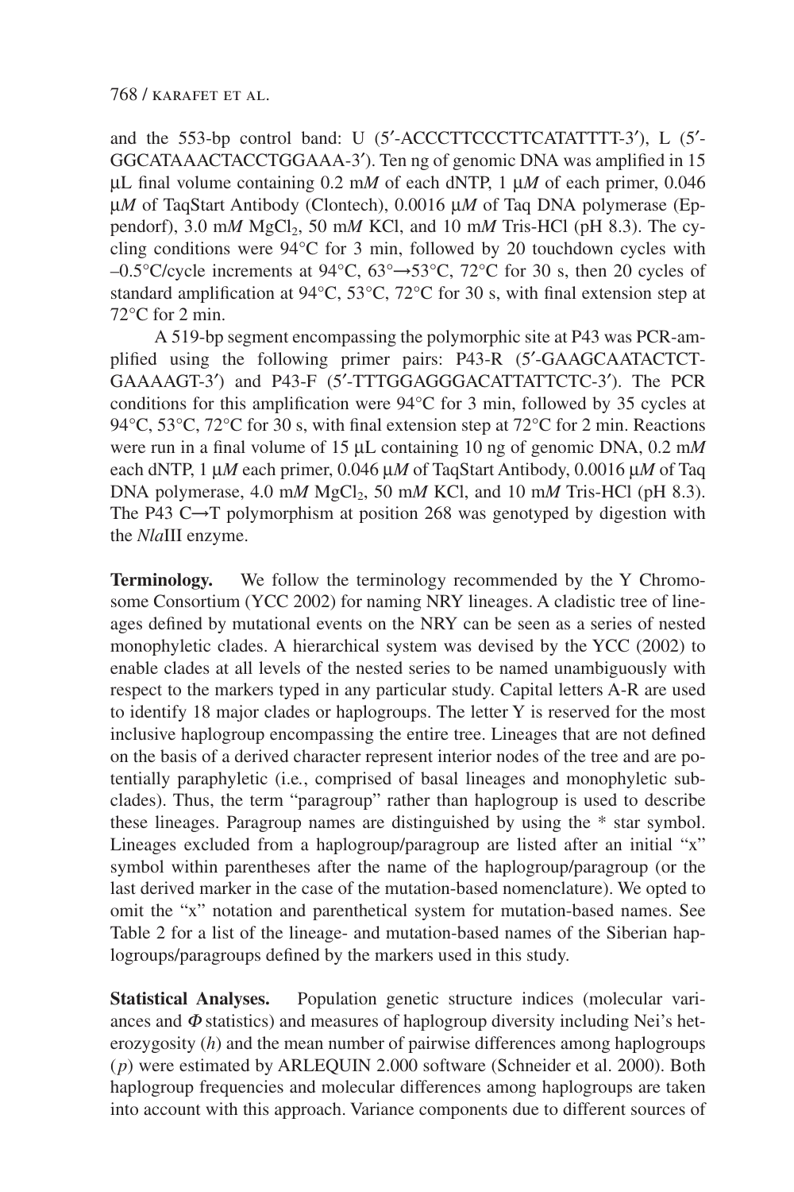and the 553-bp control band: U (5′-ACCCTTCCCTTCATATTTT-3′), L (5′-GGCATAAACTACCTGGAAA-3′). Ten ng of genomic DNA was amplified in 15 μL final volume containing 0.2 m*M* of each dNTP, 1 μ*M* of each primer, 0.046 μ*M* of TaqStart Antibody (Clontech), 0.0016 μ*M* of Taq DNA polymerase (Eppendorf), 3.0 m*M* $MgCl_2$, 50 m*M* KCl, and 10 m*M* Tris-HCl (pH 8.3). The cycling conditions were 94°C for 3 min, followed by 20 touchdown cycles with –0.5°C/cycle increments at 94°C, 63°→53°C, 72°C for 30 s, then 20 cycles of standard amplification at 94°C, 53°C, 72°C for 30 s, with final extension step at 72°C for 2 min.

A 519-bp segment encompassing the polymorphic site at P43 was PCR-amplified using the following primer pairs: P43-R (5′-GAAGCAATACTCT-GAAAAGT-3′) and P43-F (5′-TTTGGAGGGACATTATTCTC-3′). The PCR conditions for this amplification were 94°C for 3 min, followed by 35 cycles at 94°C, 53°C, 72°C for 30 s, with final extension step at 72°C for 2 min. Reactions were run in a final volume of 15 μL containing 10 ng of genomic DNA, 0.2 m*M* each dNTP, 1 μ*M* each primer, 0.046 μ*M* of TaqStart Antibody, 0.0016 μ*M* of Taq DNA polymerase, 4.0 m*M* $MgCl_2$, 50 m*M* KCl, and 10 m*M* Tris-HCl (pH 8.3). The P43 C→T polymorphism at position 268 was genotyped by digestion with the *Nla*III enzyme.

**Terminology.** We follow the terminology recommended by the Y Chromosome Consortium (YCC 2002) for naming NRY lineages. A cladistic tree of lineages defined by mutational events on the NRY can be seen as a series of nested monophyletic clades. A hierarchical system was devised by the YCC (2002) to enable clades at all levels of the nested series to be named unambiguously with respect to the markers typed in any particular study. Capital letters A-R are used to identify 18 major clades or haplogroups. The letter Y is reserved for the most inclusive haplogroup encompassing the entire tree. Lineages that are not defined on the basis of a derived character represent interior nodes of the tree and are potentially paraphyletic (i.e., comprised of basal lineages and monophyletic subclades). Thus, the term "paragroup" rather than haplogroup is used to describe these lineages. Paragroup names are distinguished by using the * star symbol. Lineages excluded from a haplogroup/paragroup are listed after an initial "x" symbol within parentheses after the name of the haplogroup/paragroup (or the last derived marker in the case of the mutation-based nomenclature). We opted to omit the "x" notation and parenthetical system for mutation-based names. See Table 2 for a list of the lineage- and mutation-based names of the Siberian haplogroups/paragroups defined by the markers used in this study.

**Statistical Analyses.** Population genetic structure indices (molecular variances and $\Phi$ statistics) and measures of haplogroup diversity including Nei's heterozygosity ($h$) and the mean number of pairwise differences among haplogroups ($p$) were estimated by ARLEQUIN 2.000 software (Schneider et al. 2000). Both haplogroup frequencies and molecular differences among haplogroups are taken into account with this approach. Variance components due to different sources of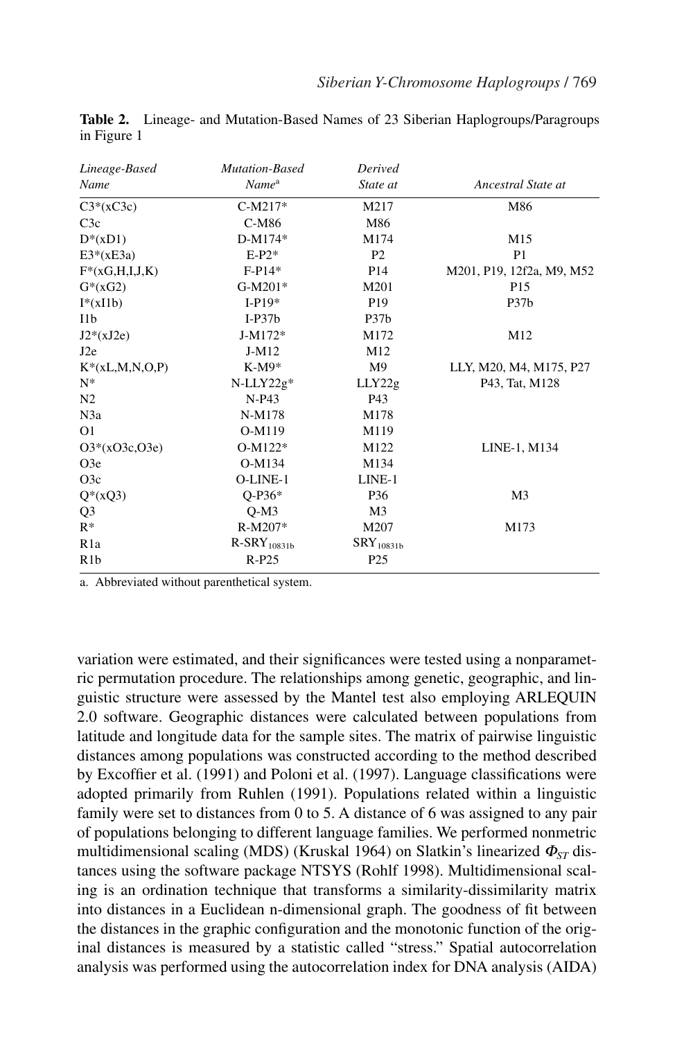**Table 2.** Lineage- and Mutation-Based Names of 23 Siberian Haplogroups/Paragroups in Figure 1

| *Lineage-Based Name* | *Mutation-Based Name*[a] | *Derived State at* | *Ancestral State at* |
|---|---|---|---|
| C3*(xC3c) | C-M217* | M217 | M86 |
| C3c | C-M86 | M86 | |
| D*(xD1) | D-M174* | M174 | M15 |
| E3*(xE3a) | E-P2* | P2 | P1 |
| F*(xG,H,I,J,K) | F-P14* | P14 | M201, P19, 12f2a, M9, M52 |
| G*(xG2) | G-M201* | M201 | P15 |
| I*(xI1b) | I-P19* | P19 | P37b |
| I1b | I-P37b | P37b | |
| J2*(xJ2e) | J-M172* | M172 | M12 |
| J2e | J-M12 | M12 | |
| K*(xL,M,N,O,P) | K-M9* | M9 | LLY, M20, M4, M175, P27 |
| N* | N-LLY22g* | LLY22g | P43, Tat, M128 |
| N2 | N-P43 | P43 | |
| N3a | N-M178 | M178 | |
| O1 | O-M119 | M119 | |
| O3*(xO3c,O3e) | O-M122* | M122 | LINE-1, M134 |
| O3e | O-M134 | M134 | |
| O3c | O-LINE-1 | LINE-1 | |
| Q*(xQ3) | Q-P36* | P36 | M3 |
| Q3 | Q-M3 | M3 | |
| R* | R-M207* | M207 | M173 |
| R1a | R-$SRY_{10831b}$ | $SRY_{10831b}$ | |
| R1b | R-P25 | P25 | |

a. Abbreviated without parenthetical system.

variation were estimated, and their significances were tested using a nonparametric permutation procedure. The relationships among genetic, geographic, and linguistic structure were assessed by the Mantel test also employing ARLEQUIN 2.0 software. Geographic distances were calculated between populations from latitude and longitude data for the sample sites. The matrix of pairwise linguistic distances among populations was constructed according to the method described by Excoffier et al. (1991) and Poloni et al. (1997). Language classifications were adopted primarily from Ruhlen (1991). Populations related within a linguistic family were set to distances from 0 to 5. A distance of 6 was assigned to any pair of populations belonging to different language families. We performed nonmetric multidimensional scaling (MDS) (Kruskal 1964) on Slatkin's linearized $\Phi_{ST}$ distances using the software package NTSYS (Rohlf 1998). Multidimensional scaling is an ordination technique that transforms a similarity-dissimilarity matrix into distances in a Euclidean n-dimensional graph. The goodness of fit between the distances in the graphic configuration and the monotonic function of the original distances is measured by a statistic called "stress." Spatial autocorrelation analysis was performed using the autocorrelation index for DNA analysis (AIDA)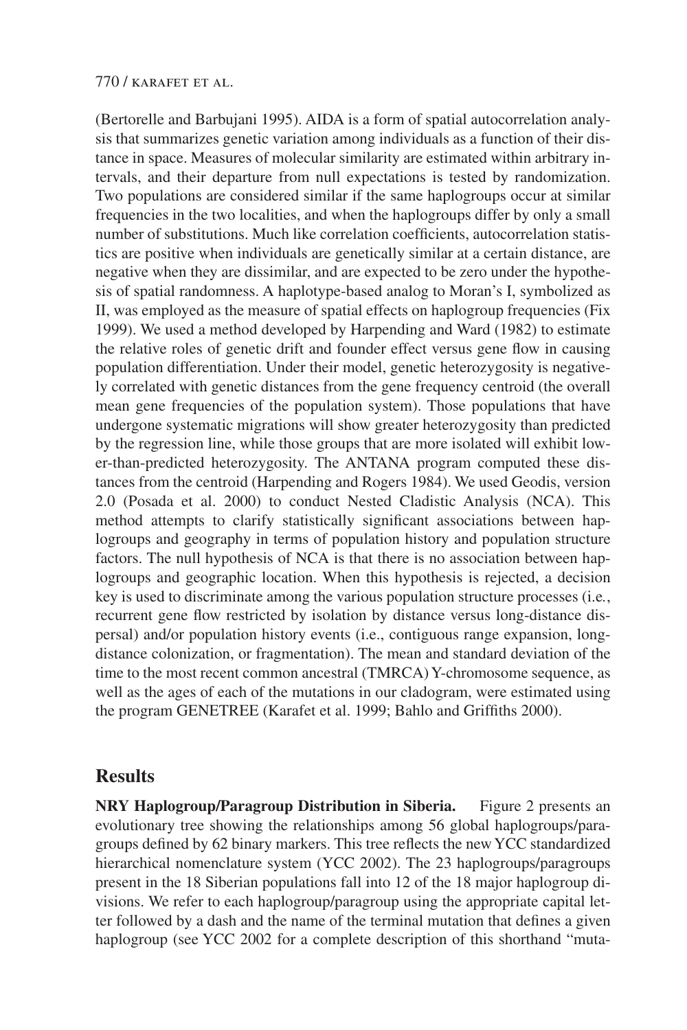(Bertorelle and Barbujani 1995). AIDA is a form of spatial autocorrelation analysis that summarizes genetic variation among individuals as a function of their distance in space. Measures of molecular similarity are estimated within arbitrary intervals, and their departure from null expectations is tested by randomization. Two populations are considered similar if the same haplogroups occur at similar frequencies in the two localities, and when the haplogroups differ by only a small number of substitutions. Much like correlation coefficients, autocorrelation statistics are positive when individuals are genetically similar at a certain distance, are negative when they are dissimilar, and are expected to be zero under the hypothesis of spatial randomness. A haplotype-based analog to Moran's I, symbolized as II, was employed as the measure of spatial effects on haplogroup frequencies (Fix 1999). We used a method developed by Harpending and Ward (1982) to estimate the relative roles of genetic drift and founder effect versus gene flow in causing population differentiation. Under their model, genetic heterozygosity is negatively correlated with genetic distances from the gene frequency centroid (the overall mean gene frequencies of the population system). Those populations that have undergone systematic migrations will show greater heterozygosity than predicted by the regression line, while those groups that are more isolated will exhibit lower-than-predicted heterozygosity. The ANTANA program computed these distances from the centroid (Harpending and Rogers 1984). We used Geodis, version 2.0 (Posada et al. 2000) to conduct Nested Cladistic Analysis (NCA). This method attempts to clarify statistically significant associations between haplogroups and geography in terms of population history and population structure factors. The null hypothesis of NCA is that there is no association between haplogroups and geographic location. When this hypothesis is rejected, a decision key is used to discriminate among the various population structure processes (i.e., recurrent gene flow restricted by isolation by distance versus long-distance dispersal) and/or population history events (i.e., contiguous range expansion, long-distance colonization, or fragmentation). The mean and standard deviation of the time to the most recent common ancestral (TMRCA) Y-chromosome sequence, as well as the ages of each of the mutations in our cladogram, were estimated using the program GENETREE (Karafet et al. 1999; Bahlo and Griffiths 2000).

## Results

**NRY Haplogroup/Paragroup Distribution in Siberia.** Figure 2 presents an evolutionary tree showing the relationships among 56 global haplogroups/paragroups defined by 62 binary markers. This tree reflects the new YCC standardized hierarchical nomenclature system (YCC 2002). The 23 haplogroups/paragroups present in the 18 Siberian populations fall into 12 of the 18 major haplogroup divisions. We refer to each haplogroup/paragroup using the appropriate capital letter followed by a dash and the name of the terminal mutation that defines a given haplogroup (see YCC 2002 for a complete description of this shorthand "muta-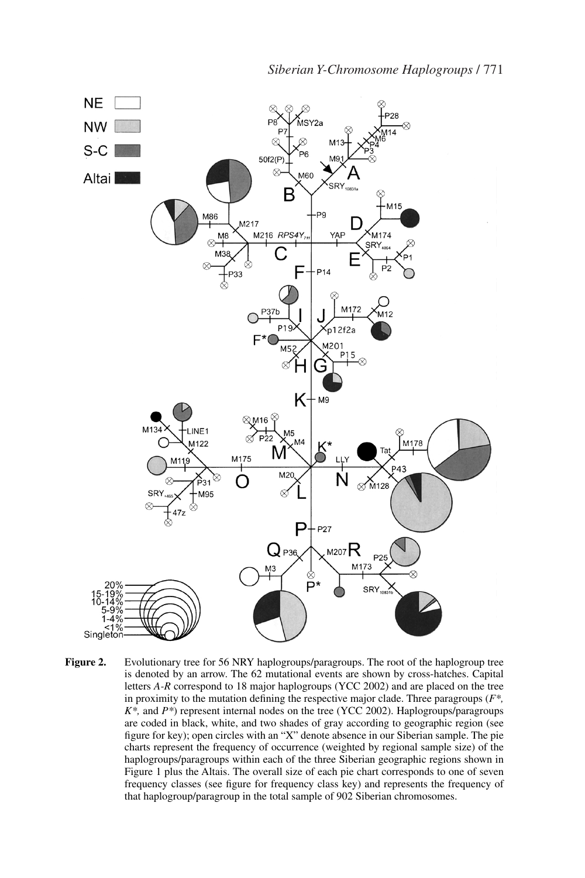**Figure 2.** Evolutionary tree for 56 NRY haplogroups/paragroups. The root of the haplogroup tree is denoted by an arrow. The 62 mutational events are shown by cross-hatches. Capital letters *A-R* correspond to 18 major haplogroups (YCC 2002) and are placed on the tree in proximity to the mutation defining the respective major clade. Three paragroups (*F*\*, *K*\*, and *P*\*) represent internal nodes on the tree (YCC 2002). Haplogroups/paragroups are coded in black, white, and two shades of gray according to geographic region (see figure for key); open circles with an "X" denote absence in our Siberian sample. The pie charts represent the frequency of occurrence (weighted by regional sample size) of the haplogroups/paragroups within each of the three Siberian geographic regions shown in Figure 1 plus the Altais. The overall size of each pie chart corresponds to one of seven frequency classes (see figure for frequency class key) and represents the frequency of that haplogroup/paragroup in the total sample of 902 Siberian chromosomes.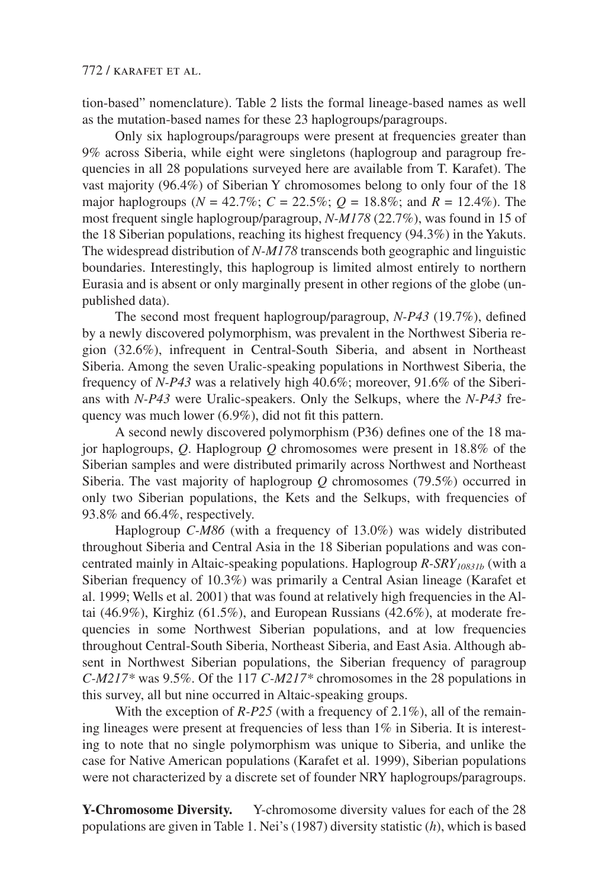tion-based" nomenclature). Table 2 lists the formal lineage-based names as well as the mutation-based names for these 23 haplogroups/paragroups.

Only six haplogroups/paragroups were present at frequencies greater than 9% across Siberia, while eight were singletons (haplogroup and paragroup frequencies in all 28 populations surveyed here are available from T. Karafet). The vast majority (96.4%) of Siberian Y chromosomes belong to only four of the 18 major haplogroups (*N* = 42.7%; *C* = 22.5%; *Q* = 18.8%; and *R* = 12.4%). The most frequent single haplogroup/paragroup, *N-M178* (22.7%), was found in 15 of the 18 Siberian populations, reaching its highest frequency (94.3%) in the Yakuts. The widespread distribution of *N-M178* transcends both geographic and linguistic boundaries. Interestingly, this haplogroup is limited almost entirely to northern Eurasia and is absent or only marginally present in other regions of the globe (unpublished data).

The second most frequent haplogroup/paragroup, *N-P43* (19.7%), defined by a newly discovered polymorphism, was prevalent in the Northwest Siberia region (32.6%), infrequent in Central-South Siberia, and absent in Northeast Siberia. Among the seven Uralic-speaking populations in Northwest Siberia, the frequency of *N-P43* was a relatively high 40.6%; moreover, 91.6% of the Siberians with *N-P43* were Uralic-speakers. Only the Selkups, where the *N-P43* frequency was much lower (6.9%), did not fit this pattern.

A second newly discovered polymorphism (P36) defines one of the 18 major haplogroups, *Q*. Haplogroup *Q* chromosomes were present in 18.8% of the Siberian samples and were distributed primarily across Northwest and Northeast Siberia. The vast majority of haplogroup *Q* chromosomes (79.5%) occurred in only two Siberian populations, the Kets and the Selkups, with frequencies of 93.8% and 66.4%, respectively.

Haplogroup *C-M86* (with a frequency of 13.0%) was widely distributed throughout Siberia and Central Asia in the 18 Siberian populations and was concentrated mainly in Altaic-speaking populations. Haplogroup *R-SRY*$_{10831b}$ (with a Siberian frequency of 10.3%) was primarily a Central Asian lineage (Karafet et al. 1999; Wells et al. 2001) that was found at relatively high frequencies in the Altai (46.9%), Kirghiz (61.5%), and European Russians (42.6%), at moderate frequencies in some Northwest Siberian populations, and at low frequencies throughout Central-South Siberia, Northeast Siberia, and East Asia. Although absent in Northwest Siberian populations, the Siberian frequency of paragroup *C-M217** was 9.5%. Of the 117 *C-M217** chromosomes in the 28 populations in this survey, all but nine occurred in Altaic-speaking groups.

With the exception of *R-P25* (with a frequency of 2.1%), all of the remaining lineages were present at frequencies of less than 1% in Siberia. It is interesting to note that no single polymorphism was unique to Siberia, and unlike the case for Native American populations (Karafet et al. 1999), Siberian populations were not characterized by a discrete set of founder NRY haplogroups/paragroups.

**Y-Chromosome Diversity.** Y-chromosome diversity values for each of the 28 populations are given in Table 1. Nei's (1987) diversity statistic (*h*), which is based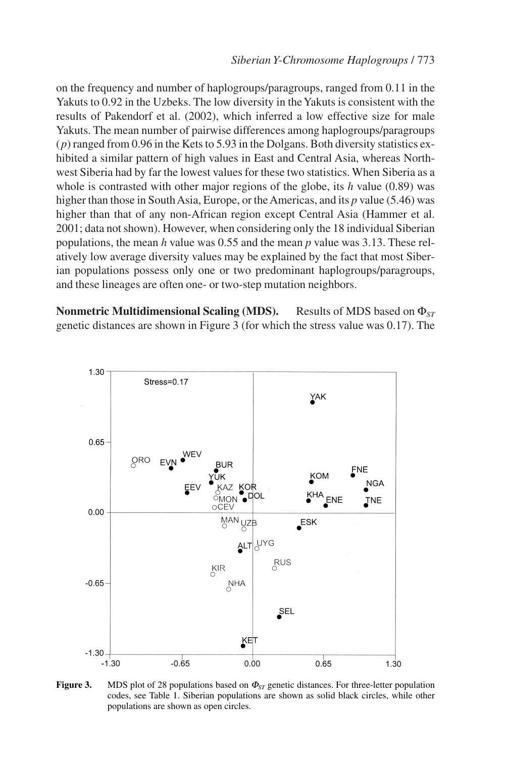on the frequency and number of haplogroups/paragroups, ranged from 0.11 in the Yakuts to 0.92 in the Uzbeks. The low diversity in the Yakuts is consistent with the results of Pakendorf et al. (2002), which inferred a low effective size for male Yakuts. The mean number of pairwise differences among haplogroups/paragroups ($p$) ranged from 0.96 in the Kets to 5.93 in the Dolgans. Both diversity statistics exhibited a similar pattern of high values in East and Central Asia, whereas Northwest Siberia had by far the lowest values for these two statistics. When Siberia as a whole is contrasted with other major regions of the globe, its $h$ value (0.89) was higher than those in South Asia, Europe, or the Americas, and its $p$ value (5.46) was higher than that of any non-African region except Central Asia (Hammer et al. 2001; data not shown). However, when considering only the 18 individual Siberian populations, the mean $h$ value was 0.55 and the mean $p$ value was 3.13. These relatively low average diversity values may be explained by the fact that most Siberian populations possess only one or two predominant haplogroups/paragroups, and these lineages are often one- or two-step mutation neighbors.

**Nonmetric Multidimensional Scaling (MDS).** Results of MDS based on $\Phi_{ST}$ genetic distances are shown in Figure 3 (for which the stress value was 0.17). The

**Figure 3.** MDS plot of 28 populations based on $\Phi_{ST}$ genetic distances. For three-letter population codes, see Table 1. Siberian populations are shown as solid black circles, while other populations are shown as open circles.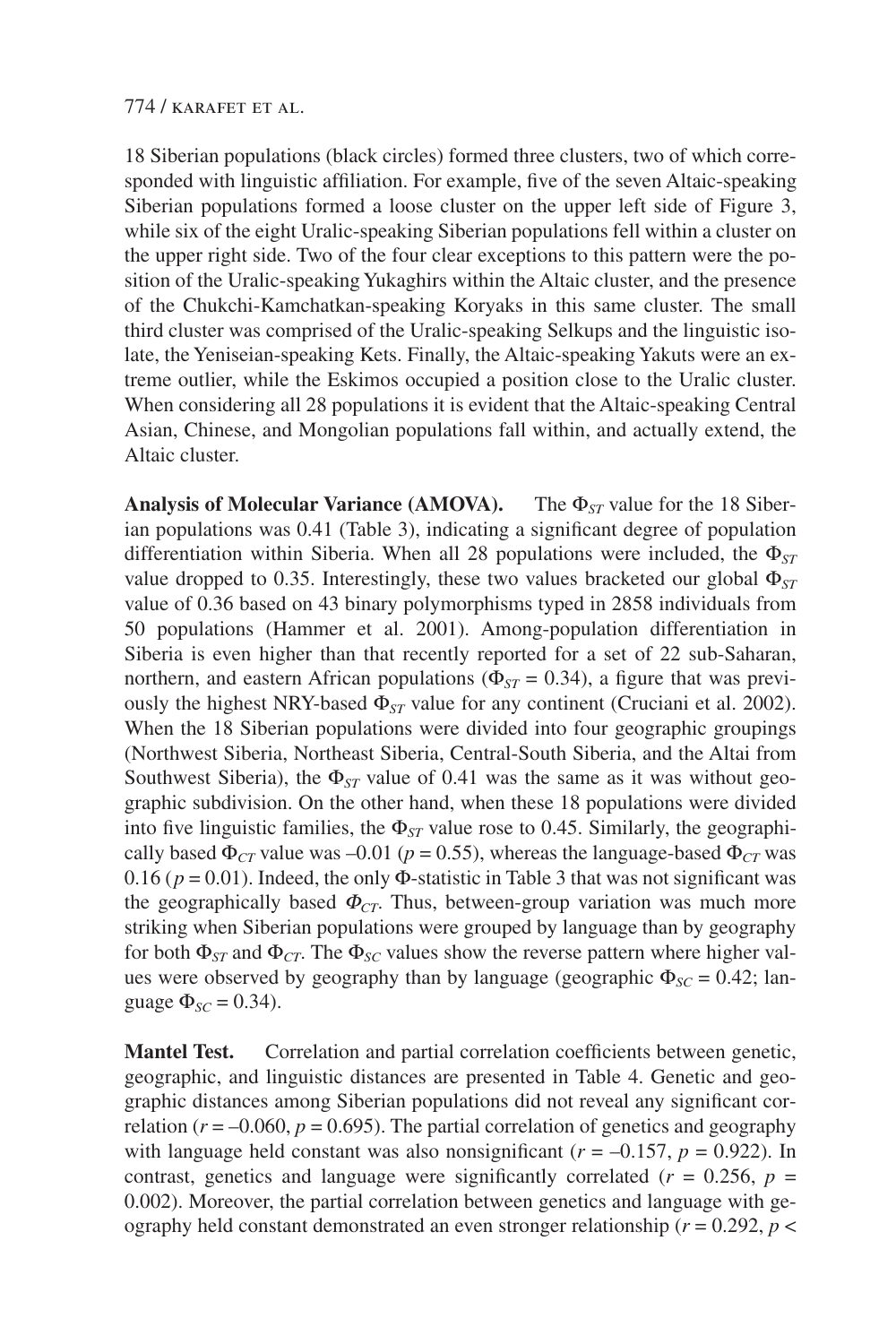18 Siberian populations (black circles) formed three clusters, two of which corresponded with linguistic affiliation. For example, five of the seven Altaic-speaking Siberian populations formed a loose cluster on the upper left side of Figure 3, while six of the eight Uralic-speaking Siberian populations fell within a cluster on the upper right side. Two of the four clear exceptions to this pattern were the position of the Uralic-speaking Yukaghirs within the Altaic cluster, and the presence of the Chukchi-Kamchatkan-speaking Koryaks in this same cluster. The small third cluster was comprised of the Uralic-speaking Selkups and the linguistic isolate, the Yeniseian-speaking Kets. Finally, the Altaic-speaking Yakuts were an extreme outlier, while the Eskimos occupied a position close to the Uralic cluster. When considering all 28 populations it is evident that the Altaic-speaking Central Asian, Chinese, and Mongolian populations fall within, and actually extend, the Altaic cluster.

**Analysis of Molecular Variance (AMOVA).** The $\Phi_{ST}$ value for the 18 Siberian populations was 0.41 (Table 3), indicating a significant degree of population differentiation within Siberia. When all 28 populations were included, the $\Phi_{ST}$ value dropped to 0.35. Interestingly, these two values bracketed our global $\Phi_{ST}$ value of 0.36 based on 43 binary polymorphisms typed in 2858 individuals from 50 populations (Hammer et al. 2001). Among-population differentiation in Siberia is even higher than that recently reported for a set of 22 sub-Saharan, northern, and eastern African populations ($\Phi_{ST} = 0.34$), a figure that was previously the highest NRY-based $\Phi_{ST}$ value for any continent (Cruciani et al. 2002). When the 18 Siberian populations were divided into four geographic groupings (Northwest Siberia, Northeast Siberia, Central-South Siberia, and the Altai from Southwest Siberia), the $\Phi_{ST}$ value of 0.41 was the same as it was without geographic subdivision. On the other hand, when these 18 populations were divided into five linguistic families, the $\Phi_{ST}$ value rose to 0.45. Similarly, the geographically based $\Phi_{CT}$ value was –0.01 ($p = 0.55$), whereas the language-based $\Phi_{CT}$ was 0.16 ($p = 0.01$). Indeed, the only Φ-statistic in Table 3 that was not significant was the geographically based $\Phi_{CT}$. Thus, between-group variation was much more striking when Siberian populations were grouped by language than by geography for both $\Phi_{ST}$ and $\Phi_{CT}$. The $\Phi_{SC}$ values show the reverse pattern where higher values were observed by geography than by language (geographic $\Phi_{SC} = 0.42$; language $\Phi_{SC} = 0.34$).

**Mantel Test.** Correlation and partial correlation coefficients between genetic, geographic, and linguistic distances are presented in Table 4. Genetic and geographic distances among Siberian populations did not reveal any significant correlation ($r = -0.060$, $p = 0.695$). The partial correlation of genetics and geography with language held constant was also nonsignificant ($r = -0.157$, $p = 0.922$). In contrast, genetics and language were significantly correlated ($r = 0.256$, $p = 0.002$). Moreover, the partial correlation between genetics and language with geography held constant demonstrated an even stronger relationship ($r = 0.292$, $p <$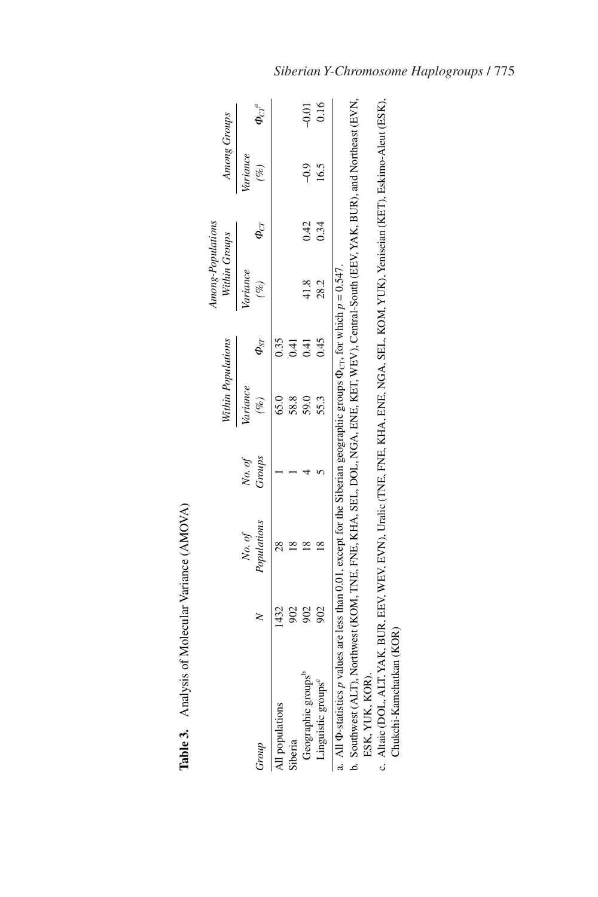**Table 3.** Analysis of Molecular Variance (AMOVA)

| Group | $N$ | No. of Populations | No. of Groups | Within Populations | | Among-Populations Within Groups | | Among Groups | |
|---|---|---|---|---|---|---|---|---|---|
| | | | | Variance (%) | $\Phi_{ST}$ | Variance (%) | $\Phi_{CT}$ | Variance (%) | $\Phi_{CT}{}^{a}$ |
| All populations | 1432 | 28 | 1 | 65.0 | 0.35 | | | | |
| Siberia | 902 | 18 | 1 | 58.8 | 0.41 | | | | |
| Geographic groups[b] | 902 | 18 | 4 | 59.0 | 0.41 | 41.8 | 0.42 | –0.9 | –0.01 |
| Linguistic groups[c] | 902 | 18 | 5 | 55.3 | 0.45 | 28.2 | 0.34 | 16.5 | 0.16 |

a. All Φ-statistics $p$ values are less than 0.01, except for the Siberian geographic groups $\Phi_{CT}$, for which $p = 0.547$.

b. Southwest (ALT), Northwest (KOM, TNE, FNE, KHA, SEL, DOL, NGA, ENE, KET, WEV), Central-South (EEV, YAK, BUR), and Northeast (EVN, ESK, YUK, KOR).

c. Altaic (DOL, ALT, YAK, BUR, EEV, WEV, EVN), Uralic (TNE, FNE, KHA, ENE, NGA, SEL, KOM, YUK), Yeniseian (KET), Eskimo-Aleut (ESK), Chukchi-Kamchatkan (KOR)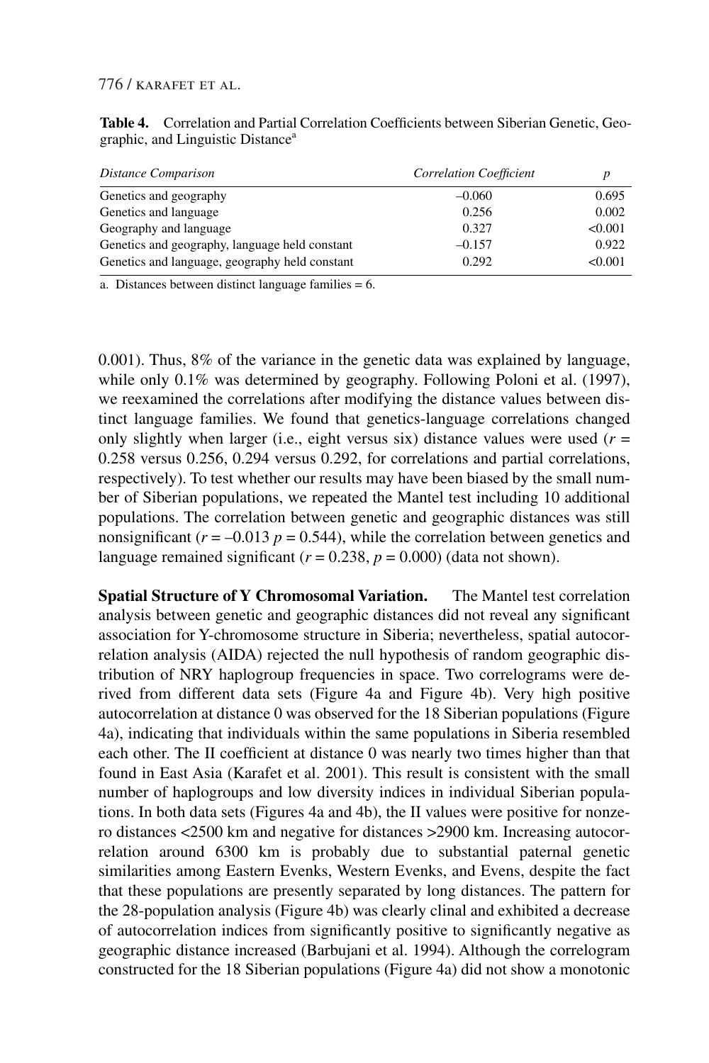**Table 4.** Correlation and Partial Correlation Coefficients between Siberian Genetic, Geographic, and Linguistic Distance[a]

| *Distance Comparison* | *Correlation Coefficient* | *p* |
|---|---|---|
| Genetics and geography | –0.060 | 0.695 |
| Genetics and language | 0.256 | 0.002 |
| Geography and language | 0.327 | <0.001 |
| Genetics and geography, language held constant | –0.157 | 0.922 |
| Genetics and language, geography held constant | 0.292 | <0.001 |

a. Distances between distinct language families = 6.

0.001). Thus, 8% of the variance in the genetic data was explained by language, while only 0.1% was determined by geography. Following Poloni et al. (1997), we reexamined the correlations after modifying the distance values between distinct language families. We found that genetics-language correlations changed only slightly when larger (i.e., eight versus six) distance values were used ($r$ = 0.258 versus 0.256, 0.294 versus 0.292, for correlations and partial correlations, respectively). To test whether our results may have been biased by the small number of Siberian populations, we repeated the Mantel test including 10 additional populations. The correlation between genetic and geographic distances was still nonsignificant ($r = –0.013$ $p = 0.544$), while the correlation between genetics and language remained significant ($r = 0.238$, $p = 0.000$) (data not shown).

**Spatial Structure of Y Chromosomal Variation.** The Mantel test correlation analysis between genetic and geographic distances did not reveal any significant association for Y-chromosome structure in Siberia; nevertheless, spatial autocorrelation analysis (AIDA) rejected the null hypothesis of random geographic distribution of NRY haplogroup frequencies in space. Two correlograms were derived from different data sets (Figure 4a and Figure 4b). Very high positive autocorrelation at distance 0 was observed for the 18 Siberian populations (Figure 4a), indicating that individuals within the same populations in Siberia resembled each other. The II coefficient at distance 0 was nearly two times higher than that found in East Asia (Karafet et al. 2001). This result is consistent with the small number of haplogroups and low diversity indices in individual Siberian populations. In both data sets (Figures 4a and 4b), the II values were positive for nonzero distances <2500 km and negative for distances >2900 km. Increasing autocorrelation around 6300 km is probably due to substantial paternal genetic similarities among Eastern Evenks, Western Evenks, and Evens, despite the fact that these populations are presently separated by long distances. The pattern for the 28-population analysis (Figure 4b) was clearly clinal and exhibited a decrease of autocorrelation indices from significantly positive to significantly negative as geographic distance increased (Barbujani et al. 1994). Although the correlogram constructed for the 18 Siberian populations (Figure 4a) did not show a monotonic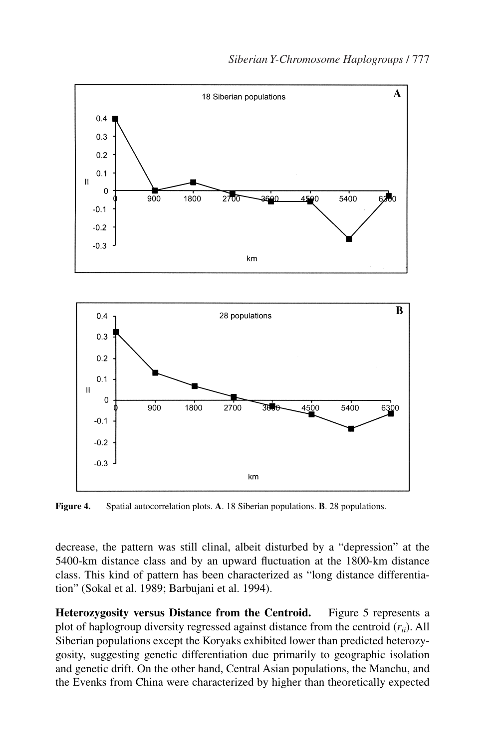Figure 4. Spatial autocorrelation plots. **A**. 18 Siberian populations. **B**. 28 populations.

decrease, the pattern was still clinal, albeit disturbed by a "depression" at the 5400-km distance class and by an upward fluctuation at the 1800-km distance class. This kind of pattern has been characterized as "long distance differentiation" (Sokal et al. 1989; Barbujani et al. 1994).

**Heterozygosity versus Distance from the Centroid.** Figure 5 represents a plot of haplogroup diversity regressed against distance from the centroid ($r_{ii}$). All Siberian populations except the Koryaks exhibited lower than predicted heterozygosity, suggesting genetic differentiation due primarily to geographic isolation and genetic drift. On the other hand, Central Asian populations, the Manchu, and the Evenks from China were characterized by higher than theoretically expected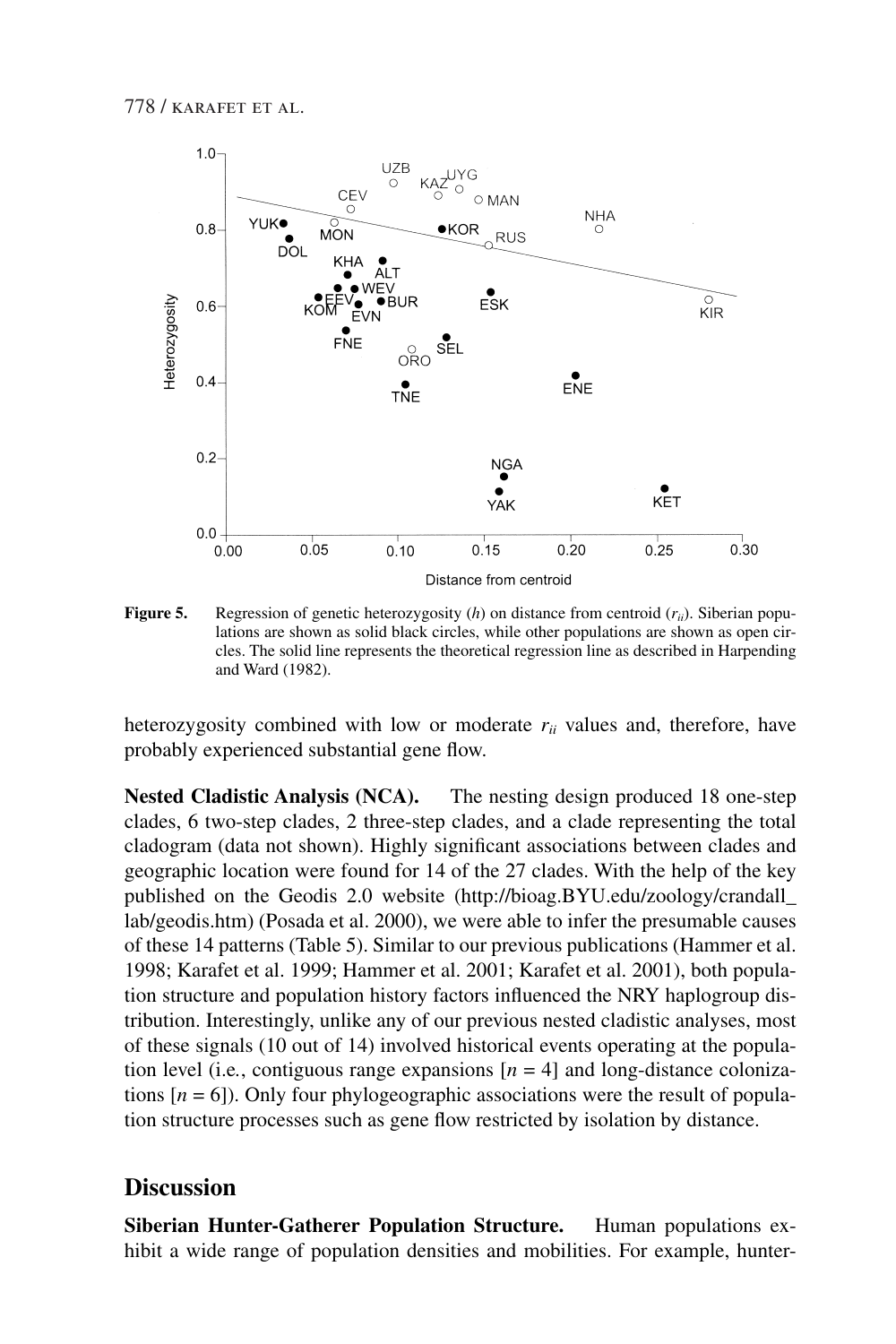**Figure 5.** Regression of genetic heterozygosity ($h$) on distance from centroid ($r_{ii}$). Siberian populations are shown as solid black circles, while other populations are shown as open circles. The solid line represents the theoretical regression line as described in Harpending and Ward (1982).

heterozygosity combined with low or moderate $r_{ii}$ values and, therefore, have probably experienced substantial gene flow.

**Nested Cladistic Analysis (NCA).** The nesting design produced 18 one-step clades, 6 two-step clades, 2 three-step clades, and a clade representing the total cladogram (data not shown). Highly significant associations between clades and geographic location were found for 14 of the 27 clades. With the help of the key published on the Geodis 2.0 website (http://bioag.BYU.edu/zoology/crandall_lab/geodis.htm) (Posada et al. 2000), we were able to infer the presumable causes of these 14 patterns (Table 5). Similar to our previous publications (Hammer et al. 1998; Karafet et al. 1999; Hammer et al. 2001; Karafet et al. 2001), both population structure and population history factors influenced the NRY haplogroup distribution. Interestingly, unlike any of our previous nested cladistic analyses, most of these signals (10 out of 14) involved historical events operating at the population level (i.e., contiguous range expansions [$n = 4$] and long-distance colonizations [$n = 6$]). Only four phylogeographic associations were the result of population structure processes such as gene flow restricted by isolation by distance.

## Discussion

**Siberian Hunter-Gatherer Population Structure.** Human populations exhibit a wide range of population densities and mobilities. For example, hunter-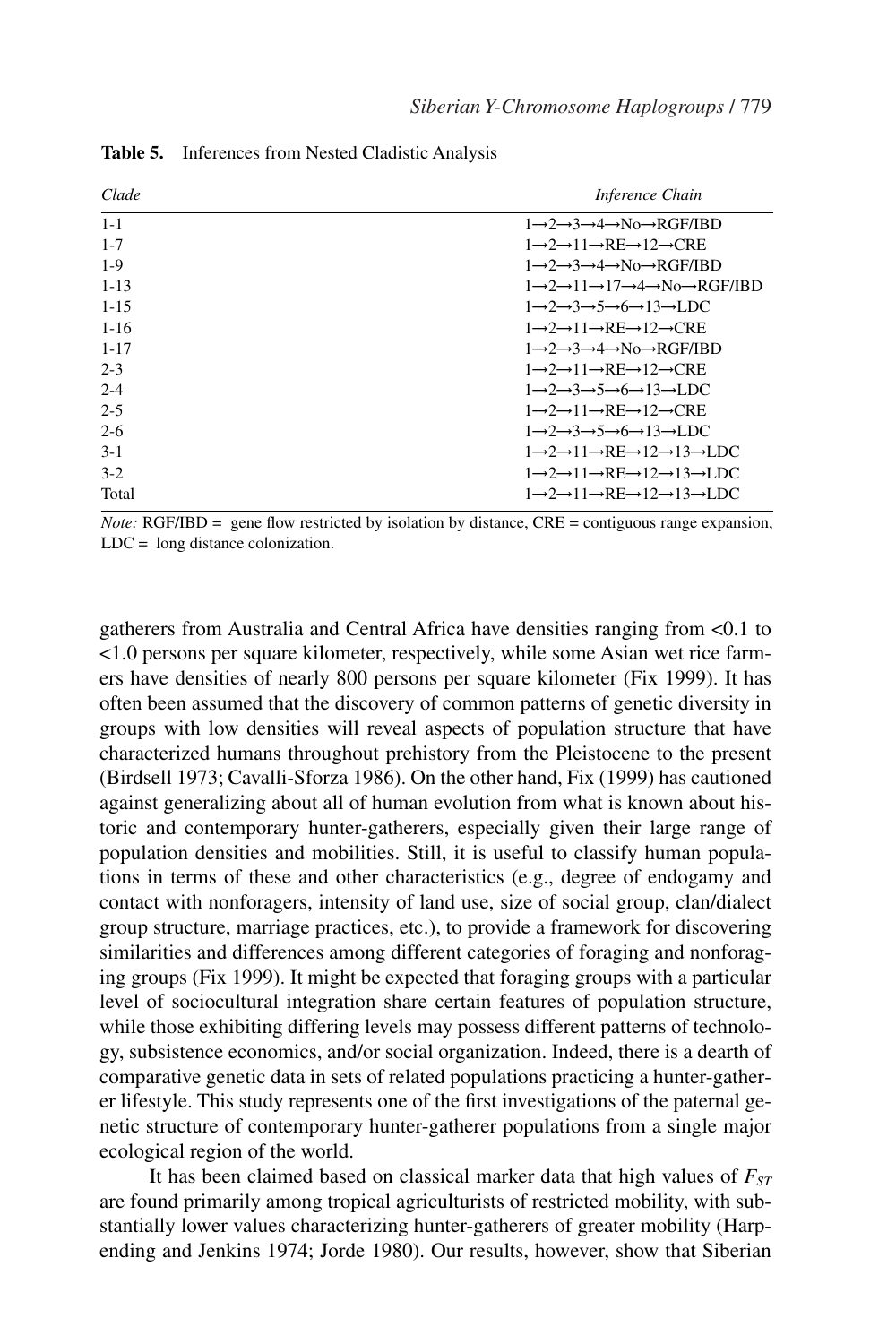**Table 5.** Inferences from Nested Cladistic Analysis

| *Clade* | *Inference Chain* |
|---|---|
| 1-1 | 1→2→3→4→No→RGF/IBD |
| 1-7 | 1→2→11→RE→12→CRE |
| 1-9 | 1→2→3→4→No→RGF/IBD |
| 1-13 | 1→2→11→17→4→No→RGF/IBD |
| 1-15 | 1→2→3→5→6→13→LDC |
| 1-16 | 1→2→11→RE→12→CRE |
| 1-17 | 1→2→3→4→No→RGF/IBD |
| 2-3 | 1→2→11→RE→12→CRE |
| 2-4 | 1→2→3→5→6→13→LDC |
| 2-5 | 1→2→11→RE→12→CRE |
| 2-6 | 1→2→3→5→6→13→LDC |
| 3-1 | 1→2→11→RE→12→13→LDC |
| 3-2 | 1→2→11→RE→12→13→LDC |
| Total | 1→2→11→RE→12→13→LDC |

*Note:* RGF/IBD = gene flow restricted by isolation by distance, CRE = contiguous range expansion, LDC = long distance colonization.

gatherers from Australia and Central Africa have densities ranging from <0.1 to <1.0 persons per square kilometer, respectively, while some Asian wet rice farmers have densities of nearly 800 persons per square kilometer (Fix 1999). It has often been assumed that the discovery of common patterns of genetic diversity in groups with low densities will reveal aspects of population structure that have characterized humans throughout prehistory from the Pleistocene to the present (Birdsell 1973; Cavalli-Sforza 1986). On the other hand, Fix (1999) has cautioned against generalizing about all of human evolution from what is known about historic and contemporary hunter-gatherers, especially given their large range of population densities and mobilities. Still, it is useful to classify human populations in terms of these and other characteristics (e.g., degree of endogamy and contact with nonforagers, intensity of land use, size of social group, clan/dialect group structure, marriage practices, etc.), to provide a framework for discovering similarities and differences among different categories of foraging and nonforaging groups (Fix 1999). It might be expected that foraging groups with a particular level of sociocultural integration share certain features of population structure, while those exhibiting differing levels may possess different patterns of technology, subsistence economics, and/or social organization. Indeed, there is a dearth of comparative genetic data in sets of related populations practicing a hunter-gatherer lifestyle. This study represents one of the first investigations of the paternal genetic structure of contemporary hunter-gatherer populations from a single major ecological region of the world.

It has been claimed based on classical marker data that high values of $F_{ST}$ are found primarily among tropical agriculturists of restricted mobility, with substantially lower values characterizing hunter-gatherers of greater mobility (Harpending and Jenkins 1974; Jorde 1980). Our results, however, show that Siberian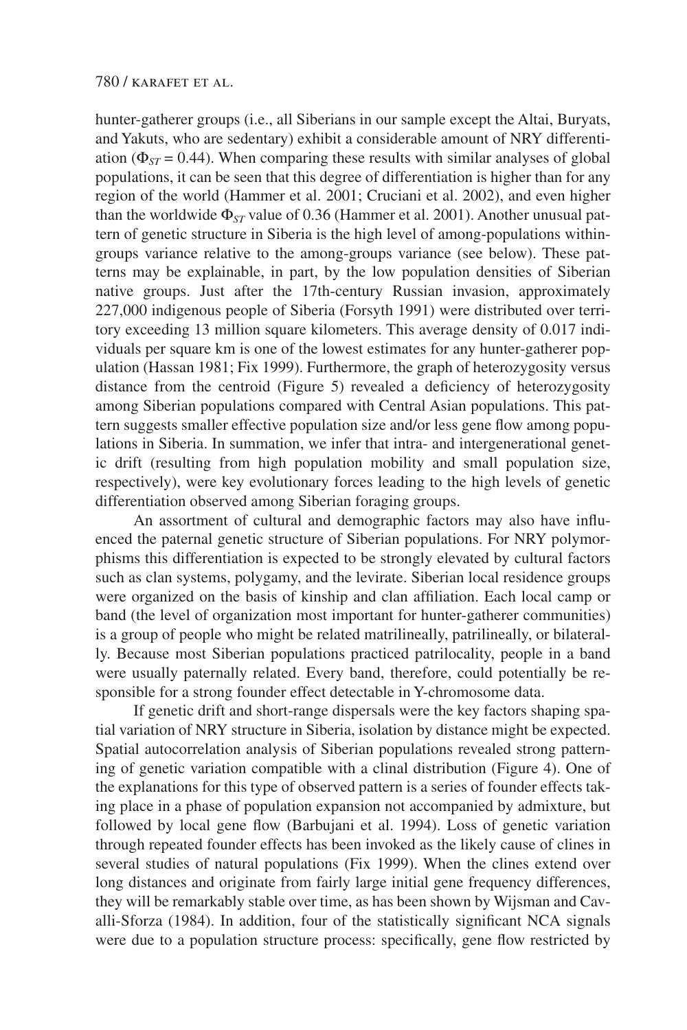hunter-gatherer groups (i.e., all Siberians in our sample except the Altai, Buryats, and Yakuts, who are sedentary) exhibit a considerable amount of NRY differentiation ($\Phi_{ST} = 0.44$). When comparing these results with similar analyses of global populations, it can be seen that this degree of differentiation is higher than for any region of the world (Hammer et al. 2001; Cruciani et al. 2002), and even higher than the worldwide $\Phi_{ST}$ value of 0.36 (Hammer et al. 2001). Another unusual pattern of genetic structure in Siberia is the high level of among-populations within-groups variance relative to the among-groups variance (see below). These patterns may be explainable, in part, by the low population densities of Siberian native groups. Just after the 17th-century Russian invasion, approximately 227,000 indigenous people of Siberia (Forsyth 1991) were distributed over territory exceeding 13 million square kilometers. This average density of 0.017 individuals per square km is one of the lowest estimates for any hunter-gatherer population (Hassan 1981; Fix 1999). Furthermore, the graph of heterozygosity versus distance from the centroid (Figure 5) revealed a deficiency of heterozygosity among Siberian populations compared with Central Asian populations. This pattern suggests smaller effective population size and/or less gene flow among populations in Siberia. In summation, we infer that intra- and intergenerational genetic drift (resulting from high population mobility and small population size, respectively), were key evolutionary forces leading to the high levels of genetic differentiation observed among Siberian foraging groups.

An assortment of cultural and demographic factors may also have influenced the paternal genetic structure of Siberian populations. For NRY polymorphisms this differentiation is expected to be strongly elevated by cultural factors such as clan systems, polygamy, and the levirate. Siberian local residence groups were organized on the basis of kinship and clan affiliation. Each local camp or band (the level of organization most important for hunter-gatherer communities) is a group of people who might be related matrilineally, patrilineally, or bilaterally. Because most Siberian populations practiced patrilocality, people in a band were usually paternally related. Every band, therefore, could potentially be responsible for a strong founder effect detectable in Y-chromosome data.

If genetic drift and short-range dispersals were the key factors shaping spatial variation of NRY structure in Siberia, isolation by distance might be expected. Spatial autocorrelation analysis of Siberian populations revealed strong patterning of genetic variation compatible with a clinal distribution (Figure 4). One of the explanations for this type of observed pattern is a series of founder effects taking place in a phase of population expansion not accompanied by admixture, but followed by local gene flow (Barbujani et al. 1994). Loss of genetic variation through repeated founder effects has been invoked as the likely cause of clines in several studies of natural populations (Fix 1999). When the clines extend over long distances and originate from fairly large initial gene frequency differences, they will be remarkably stable over time, as has been shown by Wijsman and Cavalli-Sforza (1984). In addition, four of the statistically significant NCA signals were due to a population structure process: specifically, gene flow restricted by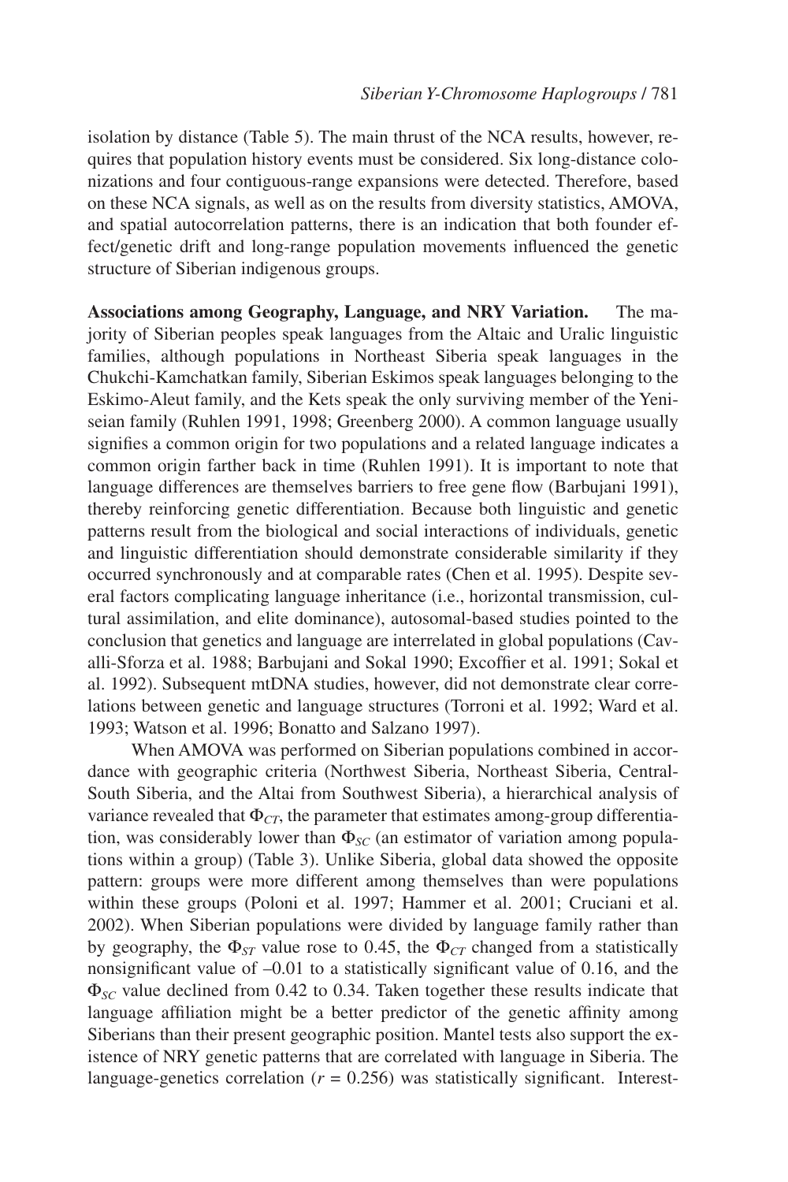isolation by distance (Table 5). The main thrust of the NCA results, however, requires that population history events must be considered. Six long-distance colonizations and four contiguous-range expansions were detected. Therefore, based on these NCA signals, as well as on the results from diversity statistics, AMOVA, and spatial autocorrelation patterns, there is an indication that both founder effect/genetic drift and long-range population movements influenced the genetic structure of Siberian indigenous groups.

**Associations among Geography, Language, and NRY Variation.** The majority of Siberian peoples speak languages from the Altaic and Uralic linguistic families, although populations in Northeast Siberia speak languages in the Chukchi-Kamchatkan family, Siberian Eskimos speak languages belonging to the Eskimo-Aleut family, and the Kets speak the only surviving member of the Yeniseian family (Ruhlen 1991, 1998; Greenberg 2000). A common language usually signifies a common origin for two populations and a related language indicates a common origin farther back in time (Ruhlen 1991). It is important to note that language differences are themselves barriers to free gene flow (Barbujani 1991), thereby reinforcing genetic differentiation. Because both linguistic and genetic patterns result from the biological and social interactions of individuals, genetic and linguistic differentiation should demonstrate considerable similarity if they occurred synchronously and at comparable rates (Chen et al. 1995). Despite several factors complicating language inheritance (i.e., horizontal transmission, cultural assimilation, and elite dominance), autosomal-based studies pointed to the conclusion that genetics and language are interrelated in global populations (Cavalli-Sforza et al. 1988; Barbujani and Sokal 1990; Excoffier et al. 1991; Sokal et al. 1992). Subsequent mtDNA studies, however, did not demonstrate clear correlations between genetic and language structures (Torroni et al. 1992; Ward et al. 1993; Watson et al. 1996; Bonatto and Salzano 1997).

When AMOVA was performed on Siberian populations combined in accordance with geographic criteria (Northwest Siberia, Northeast Siberia, Central-South Siberia, and the Altai from Southwest Siberia), a hierarchical analysis of variance revealed that $\Phi_{CT}$, the parameter that estimates among-group differentiation, was considerably lower than $\Phi_{SC}$ (an estimator of variation among populations within a group) (Table 3). Unlike Siberia, global data showed the opposite pattern: groups were more different among themselves than were populations within these groups (Poloni et al. 1997; Hammer et al. 2001; Cruciani et al. 2002). When Siberian populations were divided by language family rather than by geography, the $\Phi_{ST}$ value rose to 0.45, the $\Phi_{CT}$ changed from a statistically nonsignificant value of –0.01 to a statistically significant value of 0.16, and the $\Phi_{SC}$ value declined from 0.42 to 0.34. Taken together these results indicate that language affiliation might be a better predictor of the genetic affinity among Siberians than their present geographic position. Mantel tests also support the existence of NRY genetic patterns that are correlated with language in Siberia. The language-genetics correlation ($r = 0.256$) was statistically significant. Interest-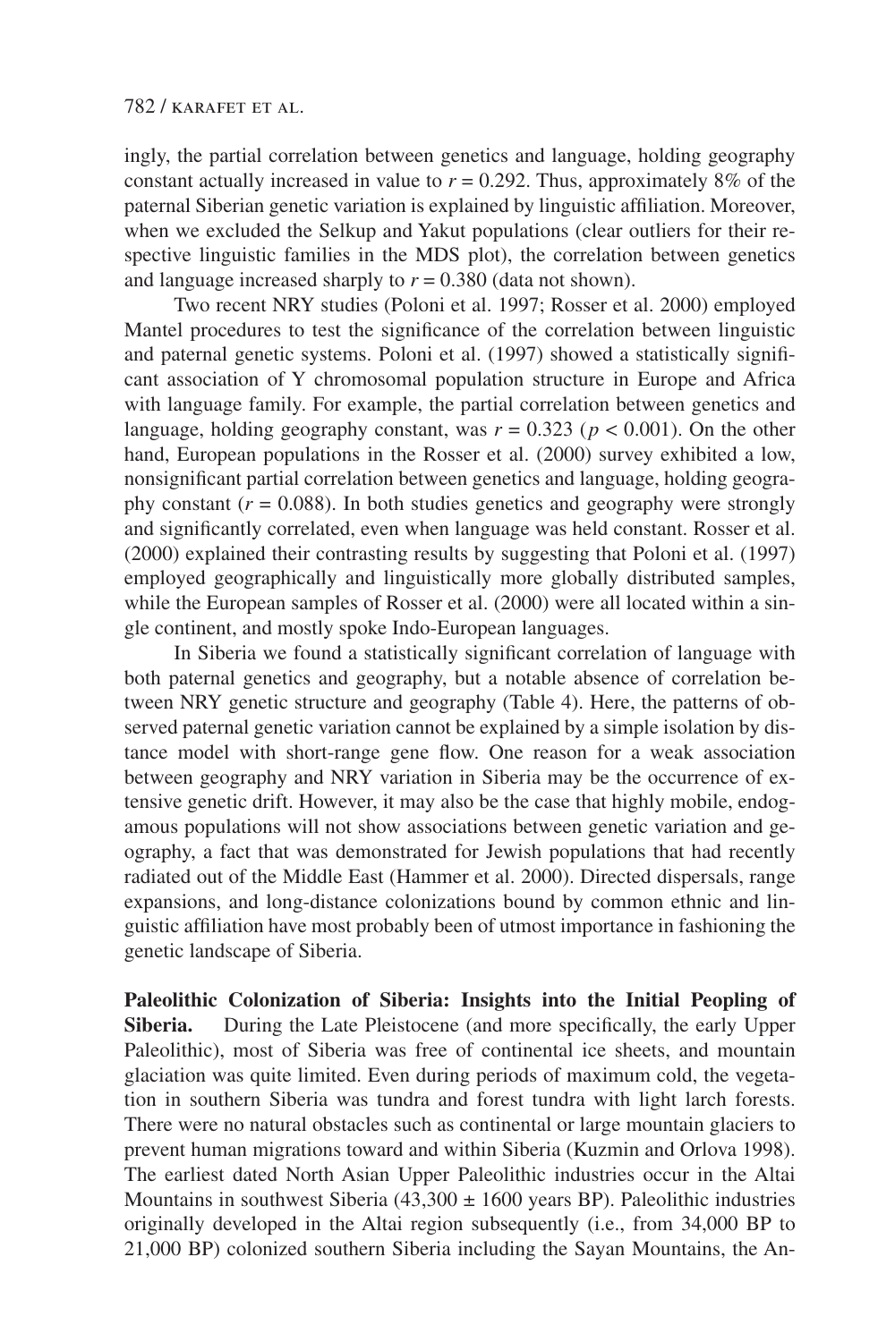ingly, the partial correlation between genetics and language, holding geography constant actually increased in value to $r = 0.292$. Thus, approximately 8% of the paternal Siberian genetic variation is explained by linguistic affiliation. Moreover, when we excluded the Selkup and Yakut populations (clear outliers for their respective linguistic families in the MDS plot), the correlation between genetics and language increased sharply to $r = 0.380$ (data not shown).

Two recent NRY studies (Poloni et al. 1997; Rosser et al. 2000) employed Mantel procedures to test the significance of the correlation between linguistic and paternal genetic systems. Poloni et al. (1997) showed a statistically significant association of Y chromosomal population structure in Europe and Africa with language family. For example, the partial correlation between genetics and language, holding geography constant, was $r = 0.323$ ($p < 0.001$). On the other hand, European populations in the Rosser et al. (2000) survey exhibited a low, nonsignificant partial correlation between genetics and language, holding geography constant ($r = 0.088$). In both studies genetics and geography were strongly and significantly correlated, even when language was held constant. Rosser et al. (2000) explained their contrasting results by suggesting that Poloni et al. (1997) employed geographically and linguistically more globally distributed samples, while the European samples of Rosser et al. (2000) were all located within a single continent, and mostly spoke Indo-European languages.

In Siberia we found a statistically significant correlation of language with both paternal genetics and geography, but a notable absence of correlation between NRY genetic structure and geography (Table 4). Here, the patterns of observed paternal genetic variation cannot be explained by a simple isolation by distance model with short-range gene flow. One reason for a weak association between geography and NRY variation in Siberia may be the occurrence of extensive genetic drift. However, it may also be the case that highly mobile, endogamous populations will not show associations between genetic variation and geography, a fact that was demonstrated for Jewish populations that had recently radiated out of the Middle East (Hammer et al. 2000). Directed dispersals, range expansions, and long-distance colonizations bound by common ethnic and linguistic affiliation have most probably been of utmost importance in fashioning the genetic landscape of Siberia.

**Paleolithic Colonization of Siberia: Insights into the Initial Peopling of Siberia.** During the Late Pleistocene (and more specifically, the early Upper Paleolithic), most of Siberia was free of continental ice sheets, and mountain glaciation was quite limited. Even during periods of maximum cold, the vegetation in southern Siberia was tundra and forest tundra with light larch forests. There were no natural obstacles such as continental or large mountain glaciers to prevent human migrations toward and within Siberia (Kuzmin and Orlova 1998). The earliest dated North Asian Upper Paleolithic industries occur in the Altai Mountains in southwest Siberia (43,300 ± 1600 years BP). Paleolithic industries originally developed in the Altai region subsequently (i.e., from 34,000 BP to 21,000 BP) colonized southern Siberia including the Sayan Mountains, the An-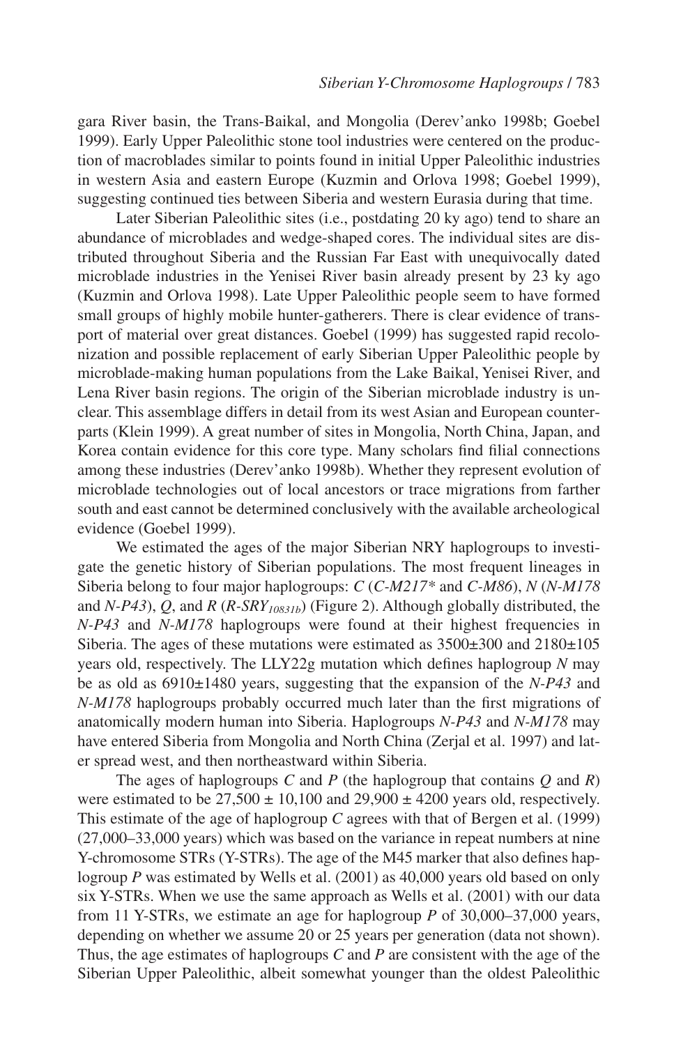gara River basin, the Trans-Baikal, and Mongolia (Derev'anko 1998b; Goebel 1999). Early Upper Paleolithic stone tool industries were centered on the production of macroblades similar to points found in initial Upper Paleolithic industries in western Asia and eastern Europe (Kuzmin and Orlova 1998; Goebel 1999), suggesting continued ties between Siberia and western Eurasia during that time.

Later Siberian Paleolithic sites (i.e., postdating 20 ky ago) tend to share an abundance of microblades and wedge-shaped cores. The individual sites are distributed throughout Siberia and the Russian Far East with unequivocally dated microblade industries in the Yenisei River basin already present by 23 ky ago (Kuzmin and Orlova 1998). Late Upper Paleolithic people seem to have formed small groups of highly mobile hunter-gatherers. There is clear evidence of transport of material over great distances. Goebel (1999) has suggested rapid recolonization and possible replacement of early Siberian Upper Paleolithic people by microblade-making human populations from the Lake Baikal, Yenisei River, and Lena River basin regions. The origin of the Siberian microblade industry is unclear. This assemblage differs in detail from its west Asian and European counterparts (Klein 1999). A great number of sites in Mongolia, North China, Japan, and Korea contain evidence for this core type. Many scholars find filial connections among these industries (Derev'anko 1998b). Whether they represent evolution of microblade technologies out of local ancestors or trace migrations from farther south and east cannot be determined conclusively with the available archeological evidence (Goebel 1999).

We estimated the ages of the major Siberian NRY haplogroups to investigate the genetic history of Siberian populations. The most frequent lineages in Siberia belong to four major haplogroups: *C* (*C-M217** and *C-M86*), *N* (*N-M178* and *N-P43*), *Q*, and *R* (*R-SRY*$_{10831b}$) (Figure 2). Although globally distributed, the *N-P43* and *N-M178* haplogroups were found at their highest frequencies in Siberia. The ages of these mutations were estimated as 3500±300 and 2180±105 years old, respectively. The LLY22g mutation which defines haplogroup *N* may be as old as 6910±1480 years, suggesting that the expansion of the *N-P43* and *N-M178* haplogroups probably occurred much later than the first migrations of anatomically modern human into Siberia. Haplogroups *N-P43* and *N-M178* may have entered Siberia from Mongolia and North China (Zerjal et al. 1997) and later spread west, and then northeastward within Siberia.

The ages of haplogroups *C* and *P* (the haplogroup that contains *Q* and *R*) were estimated to be 27,500 ± 10,100 and 29,900 ± 4200 years old, respectively. This estimate of the age of haplogroup *C* agrees with that of Bergen et al. (1999) (27,000–33,000 years) which was based on the variance in repeat numbers at nine Y-chromosome STRs (Y-STRs). The age of the M45 marker that also defines haplogroup *P* was estimated by Wells et al. (2001) as 40,000 years old based on only six Y-STRs. When we use the same approach as Wells et al. (2001) with our data from 11 Y-STRs, we estimate an age for haplogroup *P* of 30,000–37,000 years, depending on whether we assume 20 or 25 years per generation (data not shown). Thus, the age estimates of haplogroups *C* and *P* are consistent with the age of the Siberian Upper Paleolithic, albeit somewhat younger than the oldest Paleolithic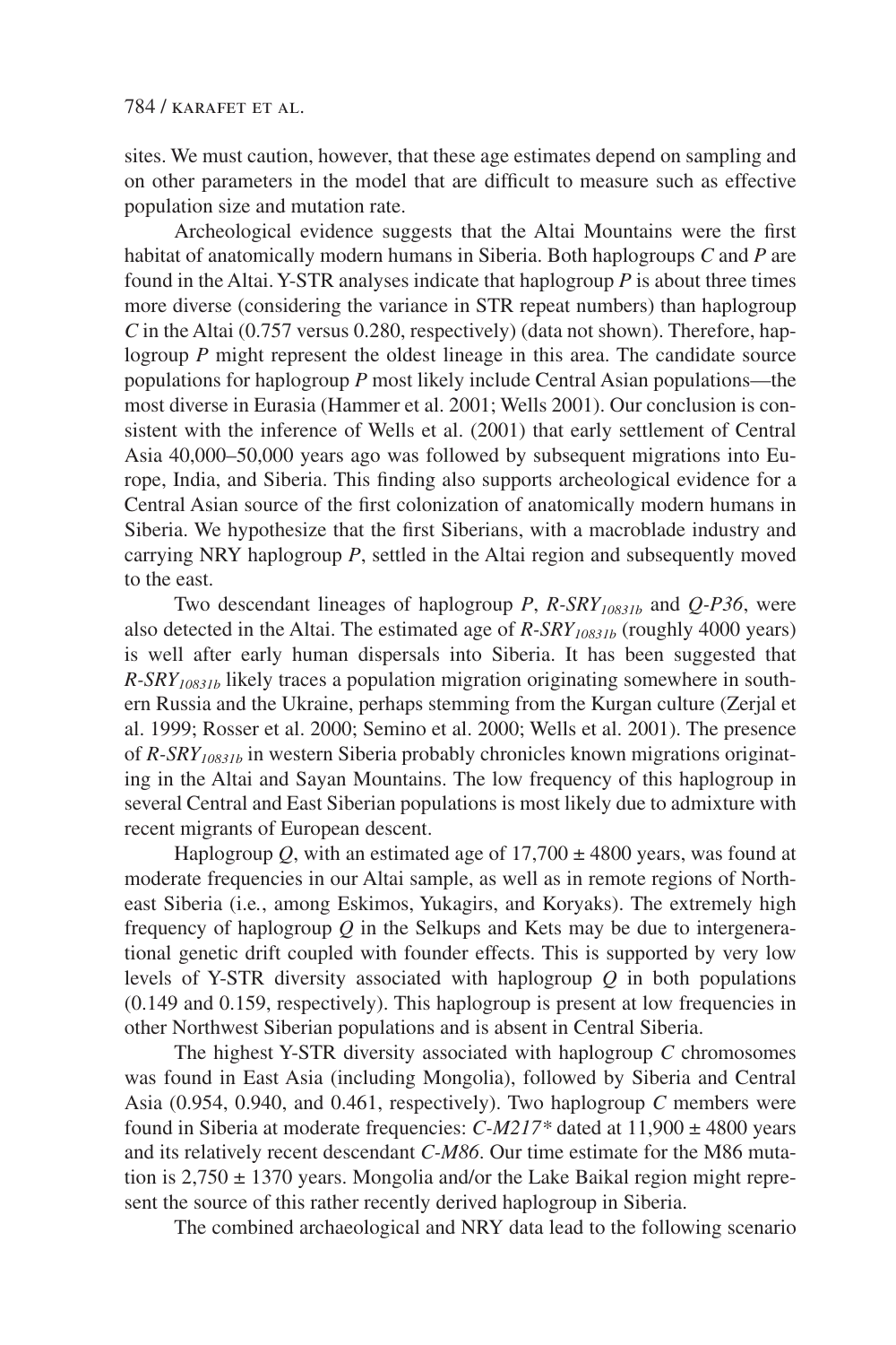sites. We must caution, however, that these age estimates depend on sampling and on other parameters in the model that are difficult to measure such as effective population size and mutation rate.

Archeological evidence suggests that the Altai Mountains were the first habitat of anatomically modern humans in Siberia. Both haplogroups *C* and *P* are found in the Altai. Y-STR analyses indicate that haplogroup *P* is about three times more diverse (considering the variance in STR repeat numbers) than haplogroup *C* in the Altai (0.757 versus 0.280, respectively) (data not shown). Therefore, haplogroup *P* might represent the oldest lineage in this area. The candidate source populations for haplogroup *P* most likely include Central Asian populations—the most diverse in Eurasia (Hammer et al. 2001; Wells 2001). Our conclusion is consistent with the inference of Wells et al. (2001) that early settlement of Central Asia 40,000–50,000 years ago was followed by subsequent migrations into Europe, India, and Siberia. This finding also supports archeological evidence for a Central Asian source of the first colonization of anatomically modern humans in Siberia. We hypothesize that the first Siberians, with a macroblade industry and carrying NRY haplogroup *P*, settled in the Altai region and subsequently moved to the east.

Two descendant lineages of haplogroup *P*, $R\text{-}SRY_{10831b}$ and *Q-P36*, were also detected in the Altai. The estimated age of $R\text{-}SRY_{10831b}$ (roughly 4000 years) is well after early human dispersals into Siberia. It has been suggested that $R\text{-}SRY_{10831b}$ likely traces a population migration originating somewhere in southern Russia and the Ukraine, perhaps stemming from the Kurgan culture (Zerjal et al. 1999; Rosser et al. 2000; Semino et al. 2000; Wells et al. 2001). The presence of $R\text{-}SRY_{10831b}$ in western Siberia probably chronicles known migrations originating in the Altai and Sayan Mountains. The low frequency of this haplogroup in several Central and East Siberian populations is most likely due to admixture with recent migrants of European descent.

Haplogroup *Q*, with an estimated age of 17,700 ± 4800 years, was found at moderate frequencies in our Altai sample, as well as in remote regions of Northeast Siberia (i.e., among Eskimos, Yukagirs, and Koryaks). The extremely high frequency of haplogroup *Q* in the Selkups and Kets may be due to intergenerational genetic drift coupled with founder effects. This is supported by very low levels of Y-STR diversity associated with haplogroup *Q* in both populations (0.149 and 0.159, respectively). This haplogroup is present at low frequencies in other Northwest Siberian populations and is absent in Central Siberia.

The highest Y-STR diversity associated with haplogroup *C* chromosomes was found in East Asia (including Mongolia), followed by Siberia and Central Asia (0.954, 0.940, and 0.461, respectively). Two haplogroup *C* members were found in Siberia at moderate frequencies: *C-M217** dated at 11,900 ± 4800 years and its relatively recent descendant *C-M86*. Our time estimate for the M86 mutation is 2,750 ± 1370 years. Mongolia and/or the Lake Baikal region might represent the source of this rather recently derived haplogroup in Siberia.

The combined archaeological and NRY data lead to the following scenario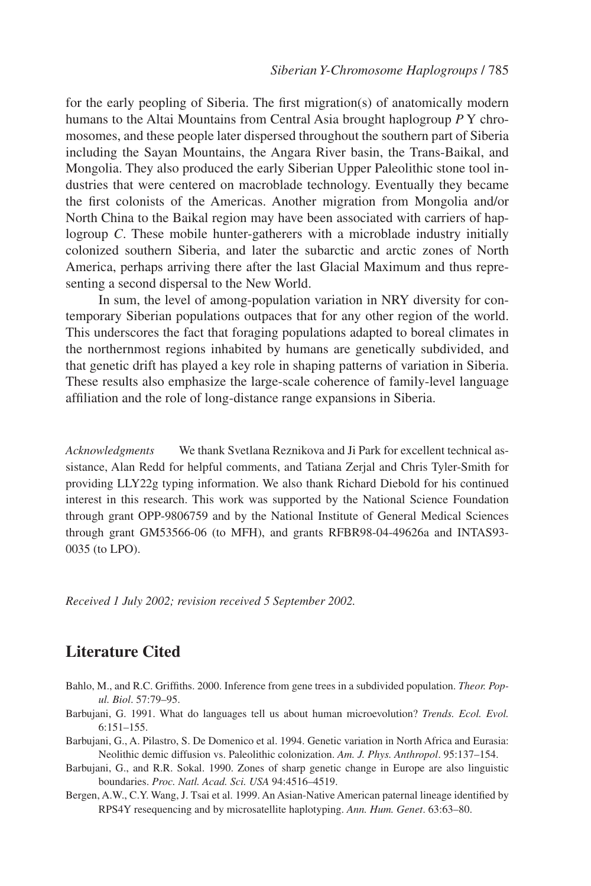for the early peopling of Siberia. The first migration(s) of anatomically modern humans to the Altai Mountains from Central Asia brought haplogroup *P* Y chromosomes, and these people later dispersed throughout the southern part of Siberia including the Sayan Mountains, the Angara River basin, the Trans-Baikal, and Mongolia. They also produced the early Siberian Upper Paleolithic stone tool industries that were centered on macroblade technology. Eventually they became the first colonists of the Americas. Another migration from Mongolia and/or North China to the Baikal region may have been associated with carriers of haplogroup *C*. These mobile hunter-gatherers with a microblade industry initially colonized southern Siberia, and later the subarctic and arctic zones of North America, perhaps arriving there after the last Glacial Maximum and thus representing a second dispersal to the New World.

In sum, the level of among-population variation in NRY diversity for contemporary Siberian populations outpaces that for any other region of the world. This underscores the fact that foraging populations adapted to boreal climates in the northernmost regions inhabited by humans are genetically subdivided, and that genetic drift has played a key role in shaping patterns of variation in Siberia. These results also emphasize the large-scale coherence of family-level language affiliation and the role of long-distance range expansions in Siberia.

*Acknowledgments* We thank Svetlana Reznikova and Ji Park for excellent technical assistance, Alan Redd for helpful comments, and Tatiana Zerjal and Chris Tyler-Smith for providing LLY22g typing information. We also thank Richard Diebold for his continued interest in this research. This work was supported by the National Science Foundation through grant OPP-9806759 and by the National Institute of General Medical Sciences through grant GM53566-06 (to MFH), and grants RFBR98-04-49626a and INTAS93-0035 (to LPO).

*Received 1 July 2002; revision received 5 September 2002.*

## Literature Cited

Bahlo, M., and R.C. Griffiths. 2000. Inference from gene trees in a subdivided population. *Theor. Popul. Biol*. 57:79–95.

Barbujani, G. 1991. What do languages tell us about human microevolution? *Trends. Ecol. Evol.* 6:151–155.

Barbujani, G., A. Pilastro, S. De Domenico et al. 1994. Genetic variation in North Africa and Eurasia: Neolithic demic diffusion vs. Paleolithic colonization. *Am. J. Phys. Anthropol*. 95:137–154.

Barbujani, G., and R.R. Sokal. 1990. Zones of sharp genetic change in Europe are also linguistic boundaries. *Proc. Natl. Acad. Sci. USA* 94:4516–4519.

Bergen, A.W., C.Y. Wang, J. Tsai et al. 1999. An Asian-Native American paternal lineage identified by RPS4Y resequencing and by microsatellite haplotyping. *Ann. Hum. Genet*. 63:63–80.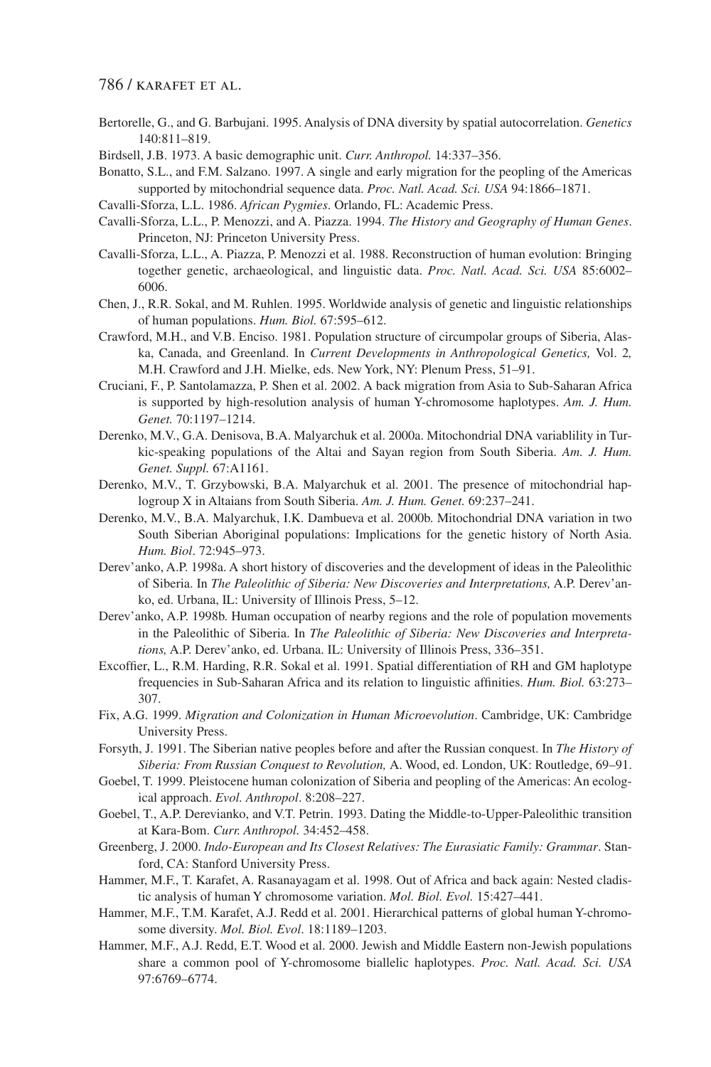Bertorelle, G., and G. Barbujani. 1995. Analysis of DNA diversity by spatial autocorrelation. *Genetics* 140:811–819.

Birdsell, J.B. 1973. A basic demographic unit. *Curr. Anthropol.* 14:337–356.

Bonatto, S.L., and F.M. Salzano. 1997. A single and early migration for the peopling of the Americas supported by mitochondrial sequence data. *Proc. Natl. Acad. Sci. USA* 94:1866–1871.

Cavalli-Sforza, L.L. 1986. *African Pygmies*. Orlando, FL: Academic Press.

Cavalli-Sforza, L.L., P. Menozzi, and A. Piazza. 1994. *The History and Geography of Human Genes*. Princeton, NJ: Princeton University Press.

Cavalli-Sforza, L.L., A. Piazza, P. Menozzi et al. 1988. Reconstruction of human evolution: Bringing together genetic, archaeological, and linguistic data. *Proc. Natl. Acad. Sci. USA* 85:6002–6006.

Chen, J., R.R. Sokal, and M. Ruhlen. 1995. Worldwide analysis of genetic and linguistic relationships of human populations. *Hum. Biol.* 67:595–612.

Crawford, M.H., and V.B. Enciso. 1981. Population structure of circumpolar groups of Siberia, Alaska, Canada, and Greenland. In *Current Developments in Anthropological Genetics,* Vol. 2*,* M.H. Crawford and J.H. Mielke, eds. New York, NY: Plenum Press, 51–91.

Cruciani, F., P. Santolamazza, P. Shen et al. 2002. A back migration from Asia to Sub-Saharan Africa is supported by high-resolution analysis of human Y-chromosome haplotypes. *Am. J. Hum. Genet.* 70:1197–1214.

Derenko, M.V., G.A. Denisova, B.A. Malyarchuk et al. 2000a. Mitochondrial DNA variablility in Turkic-speaking populations of the Altai and Sayan region from South Siberia. *Am. J. Hum. Genet. Suppl.* 67:A1161.

Derenko, M.V., T. Grzybowski, B.A. Malyarchuk et al. 2001. The presence of mitochondrial haplogroup X in Altaians from South Siberia. *Am. J. Hum. Genet.* 69:237–241.

Derenko, M.V., B.A. Malyarchuk, I.K. Dambueva et al. 2000b. Mitochondrial DNA variation in two South Siberian Aboriginal populations: Implications for the genetic history of North Asia. *Hum. Biol*. 72:945–973.

Derev'anko, A.P. 1998a. A short history of discoveries and the development of ideas in the Paleolithic of Siberia. In *The Paleolithic of Siberia: New Discoveries and Interpretations,* A.P. Derev'anko, ed. Urbana, IL: University of Illinois Press, 5–12.

Derev'anko, A.P. 1998b. Human occupation of nearby regions and the role of population movements in the Paleolithic of Siberia. In *The Paleolithic of Siberia: New Discoveries and Interpretations,* A.P. Derev'anko, ed. Urbana. IL: University of Illinois Press, 336–351.

Excoffier, L., R.M. Harding, R.R. Sokal et al. 1991. Spatial differentiation of RH and GM haplotype frequencies in Sub-Saharan Africa and its relation to linguistic affinities. *Hum. Biol.* 63:273–307.

Fix, A.G. 1999. *Migration and Colonization in Human Microevolution*. Cambridge, UK: Cambridge University Press.

Forsyth, J. 1991. The Siberian native peoples before and after the Russian conquest. In *The History of Siberia: From Russian Conquest to Revolution,* A. Wood, ed. London, UK: Routledge, 69–91.

Goebel, T. 1999. Pleistocene human colonization of Siberia and peopling of the Americas: An ecological approach. *Evol. Anthropol*. 8:208–227.

Goebel, T., A.P. Derevianko, and V.T. Petrin. 1993. Dating the Middle-to-Upper-Paleolithic transition at Kara-Bom. *Curr. Anthropol.* 34:452–458.

Greenberg, J. 2000. *Indo-European and Its Closest Relatives: The Eurasiatic Family: Grammar*. Stanford, CA: Stanford University Press.

Hammer, M.F., T. Karafet, A. Rasanayagam et al. 1998. Out of Africa and back again: Nested cladistic analysis of human Y chromosome variation. *Mol. Biol. Evol.* 15:427–441.

Hammer, M.F., T.M. Karafet, A.J. Redd et al. 2001. Hierarchical patterns of global human Y-chromosome diversity. *Mol. Biol. Evol*. 18:1189–1203.

Hammer, M.F., A.J. Redd, E.T. Wood et al. 2000. Jewish and Middle Eastern non-Jewish populations share a common pool of Y-chromosome biallelic haplotypes. *Proc. Natl. Acad. Sci. USA* 97:6769–6774.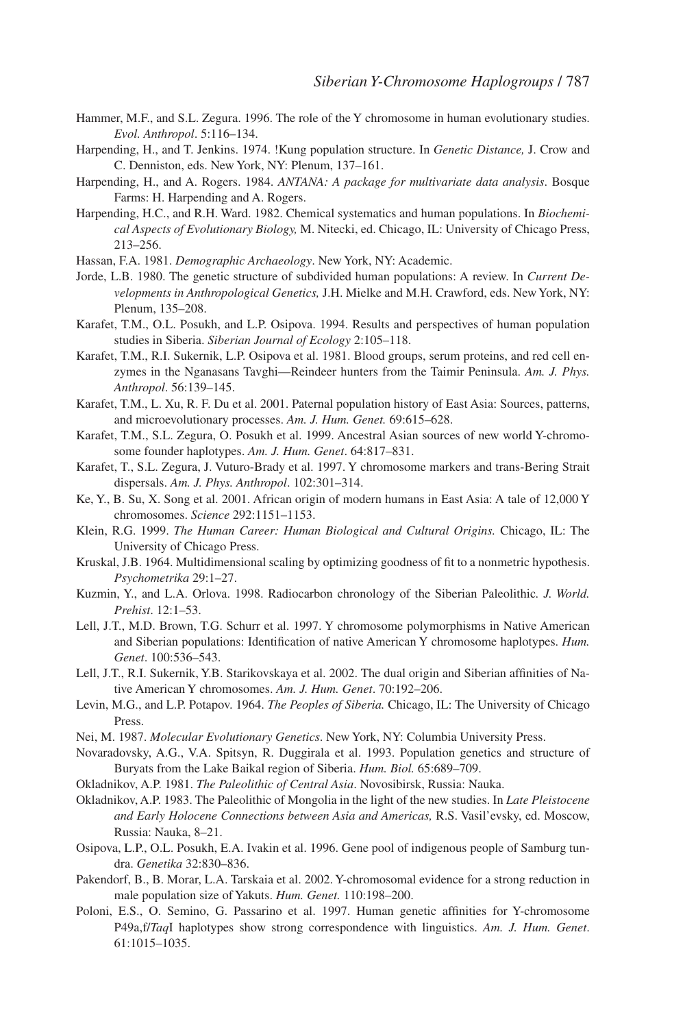Hammer, M.F., and S.L. Zegura. 1996. The role of the Y chromosome in human evolutionary studies. *Evol. Anthropol*. 5:116–134.

Harpending, H., and T. Jenkins. 1974. !Kung population structure. In *Genetic Distance,* J. Crow and C. Denniston, eds. New York, NY: Plenum, 137–161.

Harpending, H., and A. Rogers. 1984. *ANTANA: A package for multivariate data analysis*. Bosque Farms: H. Harpending and A. Rogers.

Harpending, H.C., and R.H. Ward. 1982. Chemical systematics and human populations. In *Biochemical Aspects of Evolutionary Biology,* M. Nitecki, ed. Chicago, IL: University of Chicago Press, 213–256.

Hassan, F.A. 1981. *Demographic Archaeology*. New York, NY: Academic.

Jorde, L.B. 1980. The genetic structure of subdivided human populations: A review. In *Current Developments in Anthropological Genetics,* J.H. Mielke and M.H. Crawford, eds. New York, NY: Plenum, 135–208.

Karafet, T.M., O.L. Posukh, and L.P. Osipova. 1994. Results and perspectives of human population studies in Siberia. *Siberian Journal of Ecology* 2:105–118.

Karafet, T.M., R.I. Sukernik, L.P. Osipova et al. 1981. Blood groups, serum proteins, and red cell enzymes in the Nganasans Tavghi—Reindeer hunters from the Taimir Peninsula. *Am. J. Phys. Anthropol*. 56:139–145.

Karafet, T.M., L. Xu, R. F. Du et al. 2001. Paternal population history of East Asia: Sources, patterns, and microevolutionary processes. *Am. J. Hum. Genet.* 69:615–628.

Karafet, T.M., S.L. Zegura, O. Posukh et al. 1999. Ancestral Asian sources of new world Y-chromosome founder haplotypes. *Am. J. Hum. Genet*. 64:817–831.

Karafet, T., S.L. Zegura, J. Vuturo-Brady et al. 1997. Y chromosome markers and trans-Bering Strait dispersals. *Am. J. Phys. Anthropol*. 102:301–314.

Ke, Y., B. Su, X. Song et al. 2001. African origin of modern humans in East Asia: A tale of 12,000 Y chromosomes. *Science* 292:1151–1153.

Klein, R.G. 1999. *The Human Career: Human Biological and Cultural Origins.* Chicago, IL: The University of Chicago Press.

Kruskal, J.B. 1964. Multidimensional scaling by optimizing goodness of fit to a nonmetric hypothesis. *Psychometrika* 29:1–27.

Kuzmin, Y., and L.A. Orlova. 1998. Radiocarbon chronology of the Siberian Paleolithic. *J. World. Prehist*. 12:1–53.

Lell, J.T., M.D. Brown, T.G. Schurr et al. 1997. Y chromosome polymorphisms in Native American and Siberian populations: Identification of native American Y chromosome haplotypes. *Hum. Genet*. 100:536–543.

Lell, J.T., R.I. Sukernik, Y.B. Starikovskaya et al. 2002. The dual origin and Siberian affinities of Native American Y chromosomes. *Am. J. Hum. Genet*. 70:192–206.

Levin, M.G., and L.P. Potapov. 1964. *The Peoples of Siberia.* Chicago, IL: The University of Chicago Press.

Nei, M. 1987. *Molecular Evolutionary Genetics*. New York, NY: Columbia University Press.

Novaradovsky, A.G., V.A. Spitsyn, R. Duggirala et al. 1993. Population genetics and structure of Buryats from the Lake Baikal region of Siberia. *Hum. Biol.* 65:689–709.

Okladnikov, A.P. 1981. *The Paleolithic of Central Asia*. Novosibirsk, Russia: Nauka.

Okladnikov, A.P. 1983. The Paleolithic of Mongolia in the light of the new studies. In *Late Pleistocene and Early Holocene Connections between Asia and Americas,* R.S. Vasil'evsky, ed. Moscow, Russia: Nauka, 8–21.

Osipova, L.P., O.L. Posukh, E.A. Ivakin et al. 1996. Gene pool of indigenous people of Samburg tundra. *Genetika* 32:830–836.

Pakendorf, B., B. Morar, L.A. Tarskaia et al. 2002. Y-chromosomal evidence for a strong reduction in male population size of Yakuts. *Hum. Genet.* 110:198–200.

Poloni, E.S., O. Semino, G. Passarino et al. 1997. Human genetic affinities for Y-chromosome P49a,f/*Taq*I haplotypes show strong correspondence with linguistics. *Am. J. Hum. Genet*. 61:1015–1035.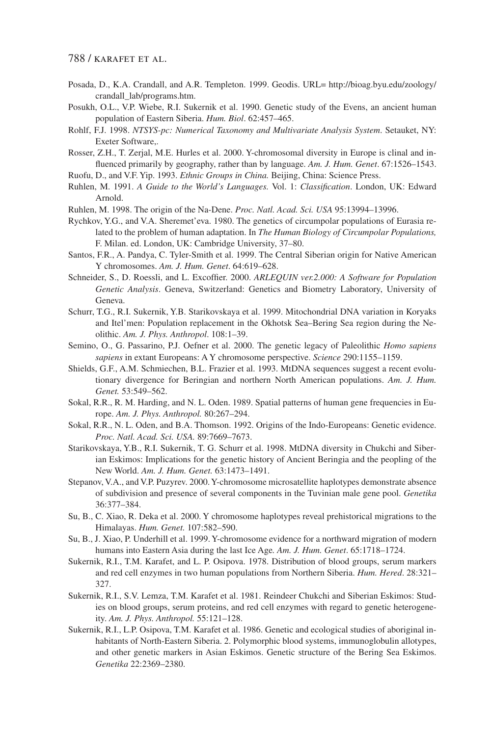Posada, D., K.A. Crandall, and A.R. Templeton. 1999. Geodis. URL= http://bioag.byu.edu/zoology/crandall_lab/programs.htm.

Posukh, O.L., V.P. Wiebe, R.I. Sukernik et al. 1990. Genetic study of the Evens, an ancient human population of Eastern Siberia. *Hum. Biol*. 62:457–465.

Rohlf, F.J. 1998. *NTSYS-pc: Numerical Taxonomy and Multivariate Analysis System*. Setauket, NY: Exeter Software,.

Rosser, Z.H., T. Zerjal, M.E. Hurles et al. 2000. Y-chromosomal diversity in Europe is clinal and influenced primarily by geography, rather than by language. *Am. J. Hum. Genet*. 67:1526–1543.

Ruofu, D., and V.F. Yip. 1993. *Ethnic Groups in China.* Beijing, China: Science Press.

Ruhlen, M. 1991. *A Guide to the World's Languages.* Vol. 1: *Classification*. London, UK: Edward Arnold.

Ruhlen, M. 1998. The origin of the Na-Dene. *Proc. Natl. Acad. Sci. USA* 95:13994–13996.

Rychkov, Y.G., and V.A. Sheremet'eva. 1980. The genetics of circumpolar populations of Eurasia related to the problem of human adaptation. In *The Human Biology of Circumpolar Populations,* F. Milan. ed. London, UK: Cambridge University, 37–80.

Santos, F.R., A. Pandya, C. Tyler-Smith et al. 1999. The Central Siberian origin for Native American Y chromosomes. *Am. J. Hum. Genet*. 64:619–628.

Schneider, S., D. Roessli, and L. Excoffier. 2000. *ARLEQUIN ver.2.000: A Software for Population Genetic Analysis*. Geneva, Switzerland: Genetics and Biometry Laboratory, University of Geneva.

Schurr, T.G., R.I. Sukernik, Y.B. Starikovskaya et al. 1999. Mitochondrial DNA variation in Koryaks and Itel'men: Population replacement in the Okhotsk Sea–Bering Sea region during the Neolithic. *Am. J. Phys. Anthropol*. 108:1–39.

Semino, O., G. Passarino, P.J. Oefner et al. 2000. The genetic legacy of Paleolithic *Homo sapiens sapiens* in extant Europeans: A Y chromosome perspective. *Science* 290:1155–1159.

Shields, G.F., A.M. Schmiechen, B.L. Frazier et al. 1993. MtDNA sequences suggest a recent evolutionary divergence for Beringian and northern North American populations. *Am. J. Hum. Genet.* 53:549–562.

Sokal, R.R., R. M. Harding, and N. L. Oden. 1989. Spatial patterns of human gene frequencies in Europe. *Am. J. Phys. Anthropol.* 80:267–294.

Sokal, R.R., N. L. Oden, and B.A. Thomson. 1992. Origins of the Indo-Europeans: Genetic evidence. *Proc. Natl. Acad. Sci. USA.* 89:7669–7673.

Starikovskaya, Y.B., R.I. Sukernik, T. G. Schurr et al. 1998. MtDNA diversity in Chukchi and Siberian Eskimos: Implications for the genetic history of Ancient Beringia and the peopling of the New World. *Am. J. Hum. Genet.* 63:1473–1491.

Stepanov, V.A., and V.P. Puzyrev. 2000. Y-chromosome microsatellite haplotypes demonstrate absence of subdivision and presence of several components in the Tuvinian male gene pool. *Genetika* 36:377–384.

Su, B., C. Xiao, R. Deka et al. 2000. Y chromosome haplotypes reveal prehistorical migrations to the Himalayas. *Hum. Genet.* 107:582–590.

Su, B., J. Xiao, P. Underhill et al. 1999. Y-chromosome evidence for a northward migration of modern humans into Eastern Asia during the last Ice Age*. Am. J. Hum. Genet*. 65:1718–1724.

Sukernik, R.I., T.M. Karafet, and L. P. Osipova. 1978. Distribution of blood groups, serum markers and red cell enzymes in two human populations from Northern Siberia. *Hum. Hered*. 28:321–327.

Sukernik, R.I., S.V. Lemza, T.M. Karafet et al. 1981. Reindeer Chukchi and Siberian Eskimos: Studies on blood groups, serum proteins, and red cell enzymes with regard to genetic heterogeneity. *Am. J. Phys. Anthropol.* 55:121–128.

Sukernik, R.I., L.P. Osipova, T.M. Karafet et al. 1986. Genetic and ecological studies of aboriginal inhabitants of North-Eastern Siberia. 2. Polymorphic blood systems, immunoglobulin allotypes, and other genetic markers in Asian Eskimos. Genetic structure of the Bering Sea Eskimos. *Genetika* 22:2369–2380.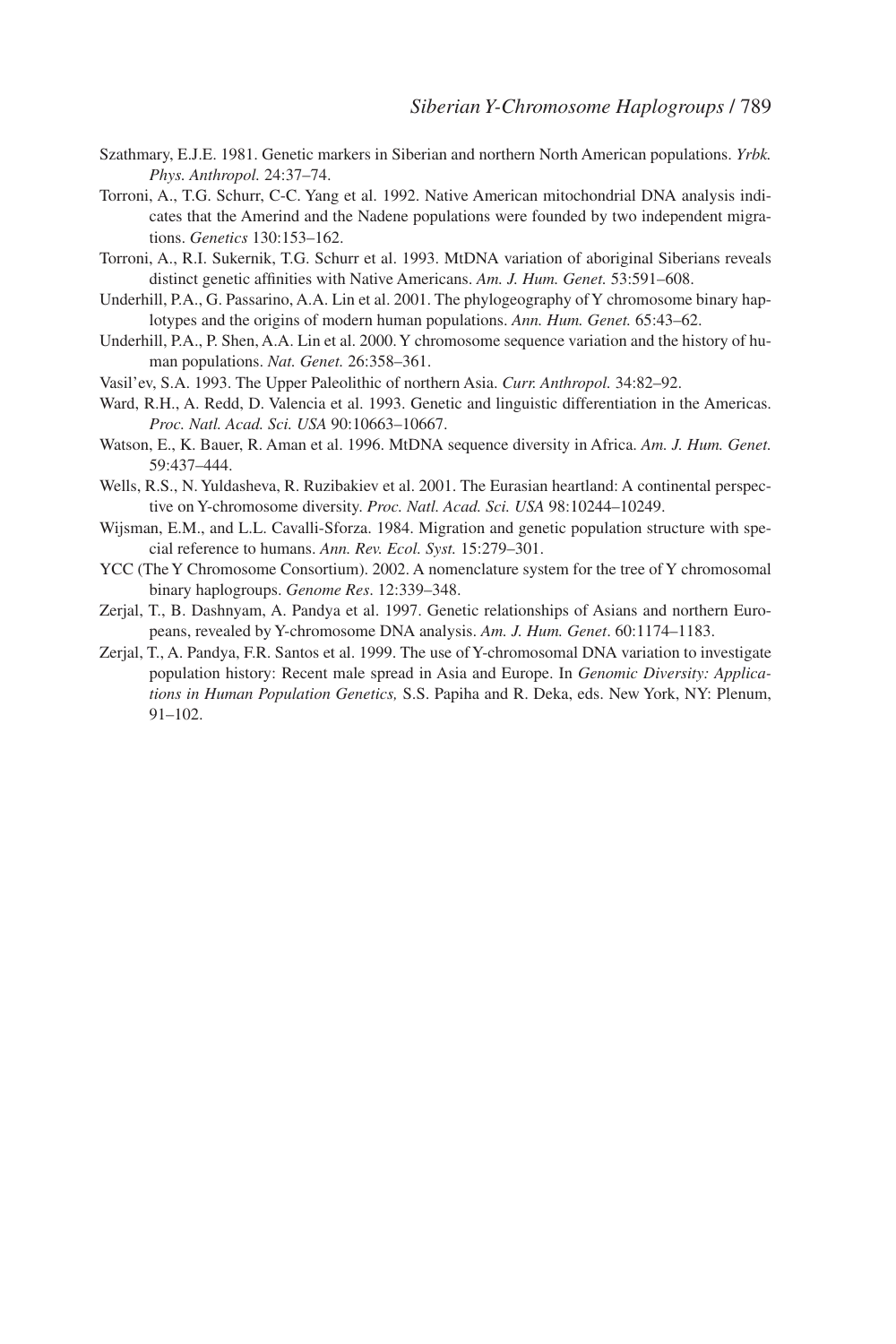Szathmary, E.J.E. 1981. Genetic markers in Siberian and northern North American populations. *Yrbk. Phys. Anthropol.* 24:37–74.

Torroni, A., T.G. Schurr, C-C. Yang et al. 1992. Native American mitochondrial DNA analysis indicates that the Amerind and the Nadene populations were founded by two independent migrations. *Genetics* 130:153–162.

Torroni, A., R.I. Sukernik, T.G. Schurr et al. 1993. MtDNA variation of aboriginal Siberians reveals distinct genetic affinities with Native Americans. *Am. J. Hum. Genet.* 53:591–608.

Underhill, P.A., G. Passarino, A.A. Lin et al. 2001. The phylogeography of Y chromosome binary haplotypes and the origins of modern human populations. *Ann. Hum. Genet.* 65:43–62.

Underhill, P.A., P. Shen, A.A. Lin et al. 2000. Y chromosome sequence variation and the history of human populations. *Nat. Genet.* 26:358–361.

Vasil'ev, S.A. 1993. The Upper Paleolithic of northern Asia. *Curr. Anthropol.* 34:82–92.

Ward, R.H., A. Redd, D. Valencia et al. 1993. Genetic and linguistic differentiation in the Americas. *Proc. Natl. Acad. Sci. USA* 90:10663–10667.

Watson, E., K. Bauer, R. Aman et al. 1996. MtDNA sequence diversity in Africa. *Am. J. Hum. Genet.* 59:437–444.

Wells, R.S., N. Yuldasheva, R. Ruzibakiev et al. 2001. The Eurasian heartland: A continental perspective on Y-chromosome diversity. *Proc. Natl. Acad. Sci. USA* 98:10244–10249.

Wijsman, E.M., and L.L. Cavalli-Sforza. 1984. Migration and genetic population structure with special reference to humans. *Ann. Rev. Ecol. Syst.* 15:279–301.

YCC (The Y Chromosome Consortium). 2002. A nomenclature system for the tree of Y chromosomal binary haplogroups. *Genome Res.* 12:339–348.

Zerjal, T., B. Dashnyam, A. Pandya et al. 1997. Genetic relationships of Asians and northern Europeans, revealed by Y-chromosome DNA analysis. *Am. J. Hum. Genet*. 60:1174–1183.

Zerjal, T., A. Pandya, F.R. Santos et al. 1999. The use of Y-chromosomal DNA variation to investigate population history: Recent male spread in Asia and Europe. In *Genomic Diversity: Applications in Human Population Genetics,* S.S. Papiha and R. Deka, eds. New York, NY: Plenum, 91–102.